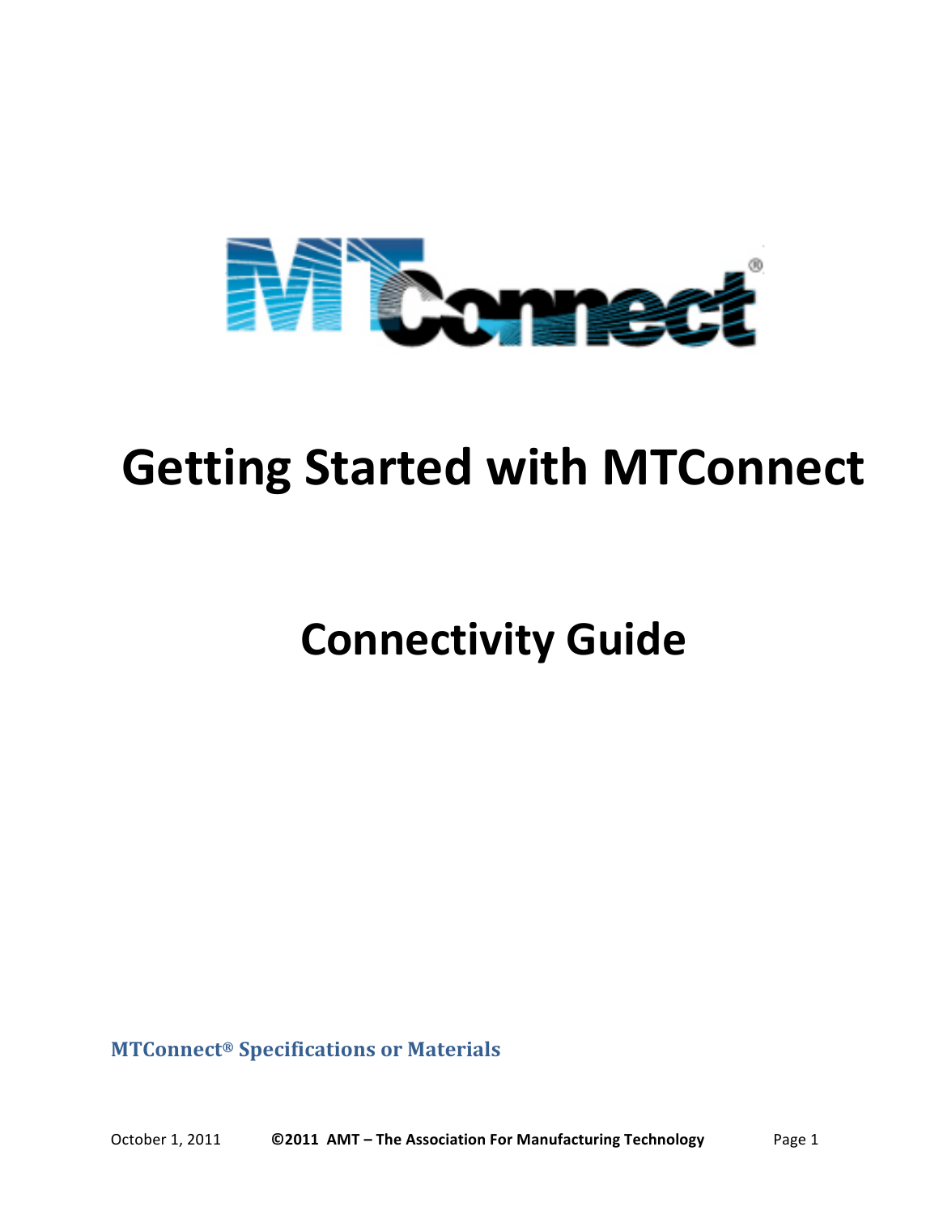# Getting Started with MTConnect

## Connectivity Guide

**MTConnect® Specifications or Materials**

October 1, 2011 **©2011 AMT – The Association For Manufacturing Technology**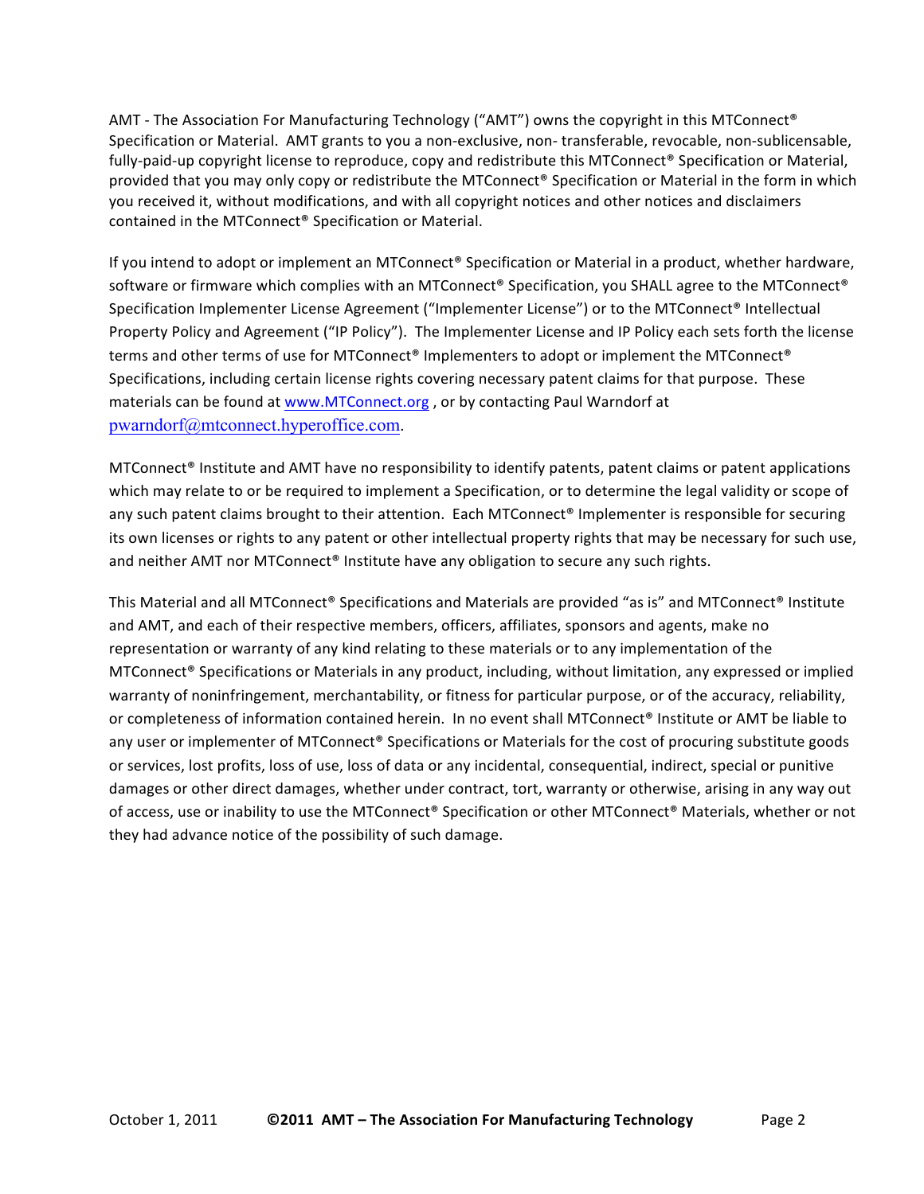AMT - The Association For Manufacturing Technology ("AMT") owns the copyright in this MTConnect® Specification or Material. AMT grants to you a non-exclusive, non- transferable, revocable, non-sublicensable, fully-paid-up copyright license to reproduce, copy and redistribute this MTConnect® Specification or Material, provided that you may only copy or redistribute the MTConnect® Specification or Material in the form in which you received it, without modifications, and with all copyright notices and other notices and disclaimers contained in the MTConnect® Specification or Material.

If you intend to adopt or implement an MTConnect® Specification or Material in a product, whether hardware, software or firmware which complies with an MTConnect® Specification, you SHALL agree to the MTConnect® Specification Implementer License Agreement ("Implementer License") or to the MTConnect® Intellectual Property Policy and Agreement ("IP Policy"). The Implementer License and IP Policy each sets forth the license terms and other terms of use for MTConnect® Implementers to adopt or implement the MTConnect® Specifications, including certain license rights covering necessary patent claims for that purpose. These materials can be found at www.MTConnect.org , or by contacting Paul Warndorf at pwarndorf@mtconnect.hyperoffice.com.

MTConnect® Institute and AMT have no responsibility to identify patents, patent claims or patent applications which may relate to or be required to implement a Specification, or to determine the legal validity or scope of any such patent claims brought to their attention. Each MTConnect® Implementer is responsible for securing its own licenses or rights to any patent or other intellectual property rights that may be necessary for such use, and neither AMT nor MTConnect® Institute have any obligation to secure any such rights.

This Material and all MTConnect® Specifications and Materials are provided "as is" and MTConnect® Institute and AMT, and each of their respective members, officers, affiliates, sponsors and agents, make no representation or warranty of any kind relating to these materials or to any implementation of the MTConnect® Specifications or Materials in any product, including, without limitation, any expressed or implied warranty of noninfringement, merchantability, or fitness for particular purpose, or of the accuracy, reliability, or completeness of information contained herein. In no event shall MTConnect® Institute or AMT be liable to any user or implementer of MTConnect® Specifications or Materials for the cost of procuring substitute goods or services, lost profits, loss of use, loss of data or any incidental, consequential, indirect, special or punitive damages or other direct damages, whether under contract, tort, warranty or otherwise, arising in any way out of access, use or inability to use the MTConnect® Specification or other MTConnect® Materials, whether or not they had advance notice of the possibility of such damage.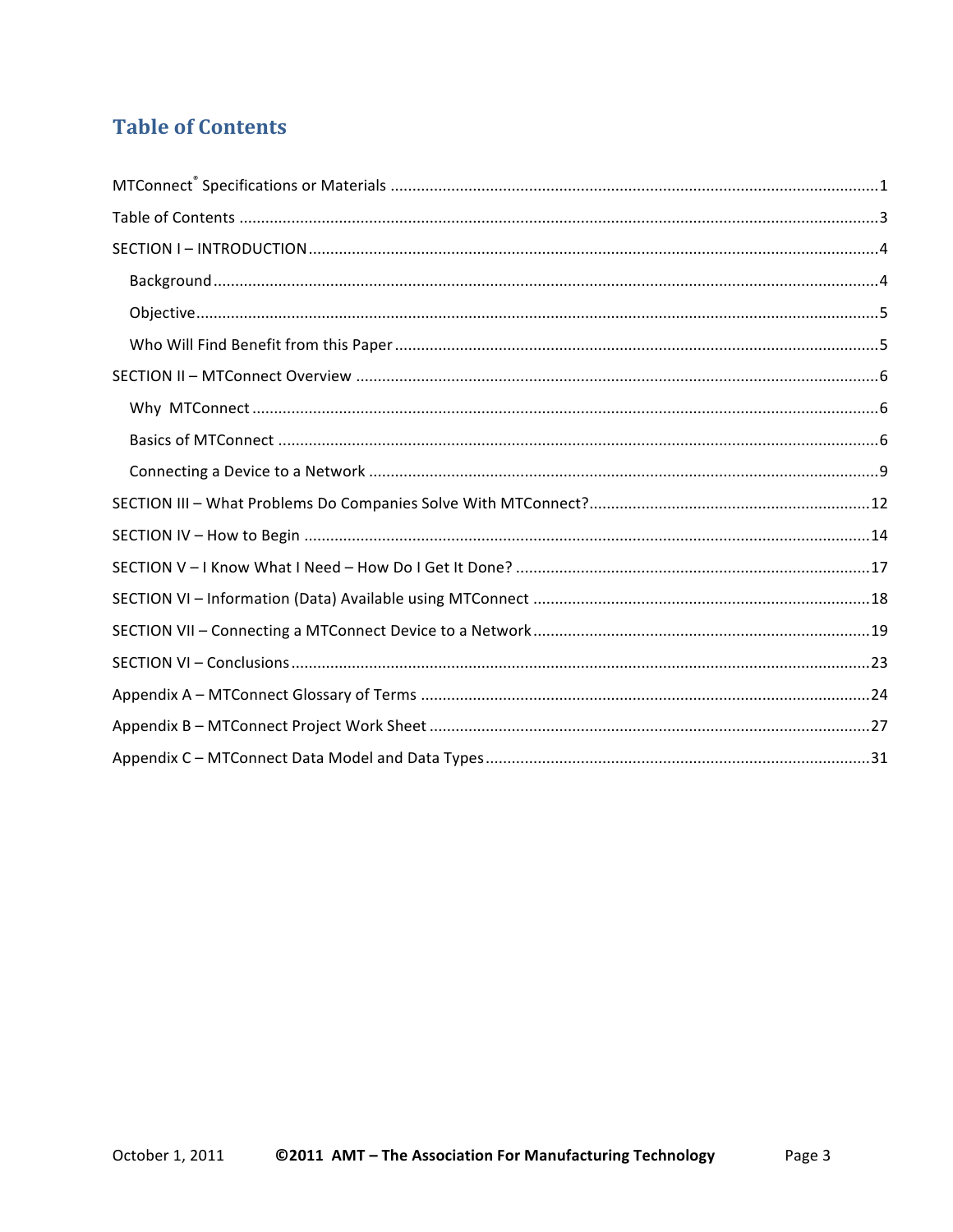# Table of Contents

MTConnect® Specifications or Materials ........................................................................................................1

Table of Contents ..........................................................................................................................................3

SECTION I – INTRODUCTION .......................................................................................................................4

- Background ..............................................................................................................................................4
- Objective ..................................................................................................................................................5
- Who Will Find Benefit from this Paper ....................................................................................................5

SECTION II – MTConnect Overview ...............................................................................................................6

- Why MTConnect ......................................................................................................................................6
- Basics of MTConnect ................................................................................................................................6
- Connecting a Device to a Network ...........................................................................................................9

SECTION III – What Problems Do Companies Solve With MTConnect?........................................................12

SECTION IV – How to Begin ..........................................................................................................................14

SECTION V – I Know What I Need – How Do I Get It Done? ........................................................................17

SECTION VI – Information (Data) Available using MTConnect ....................................................................18

SECTION VII – Connecting a MTConnect Device to a Network ....................................................................19

SECTION VI – Conclusions ............................................................................................................................23

Appendix A – MTConnect Glossary of Terms ...............................................................................................24

Appendix B – MTConnect Project Work Sheet ..............................................................................................27

Appendix C – MTConnect Data Model and Data Types ................................................................................31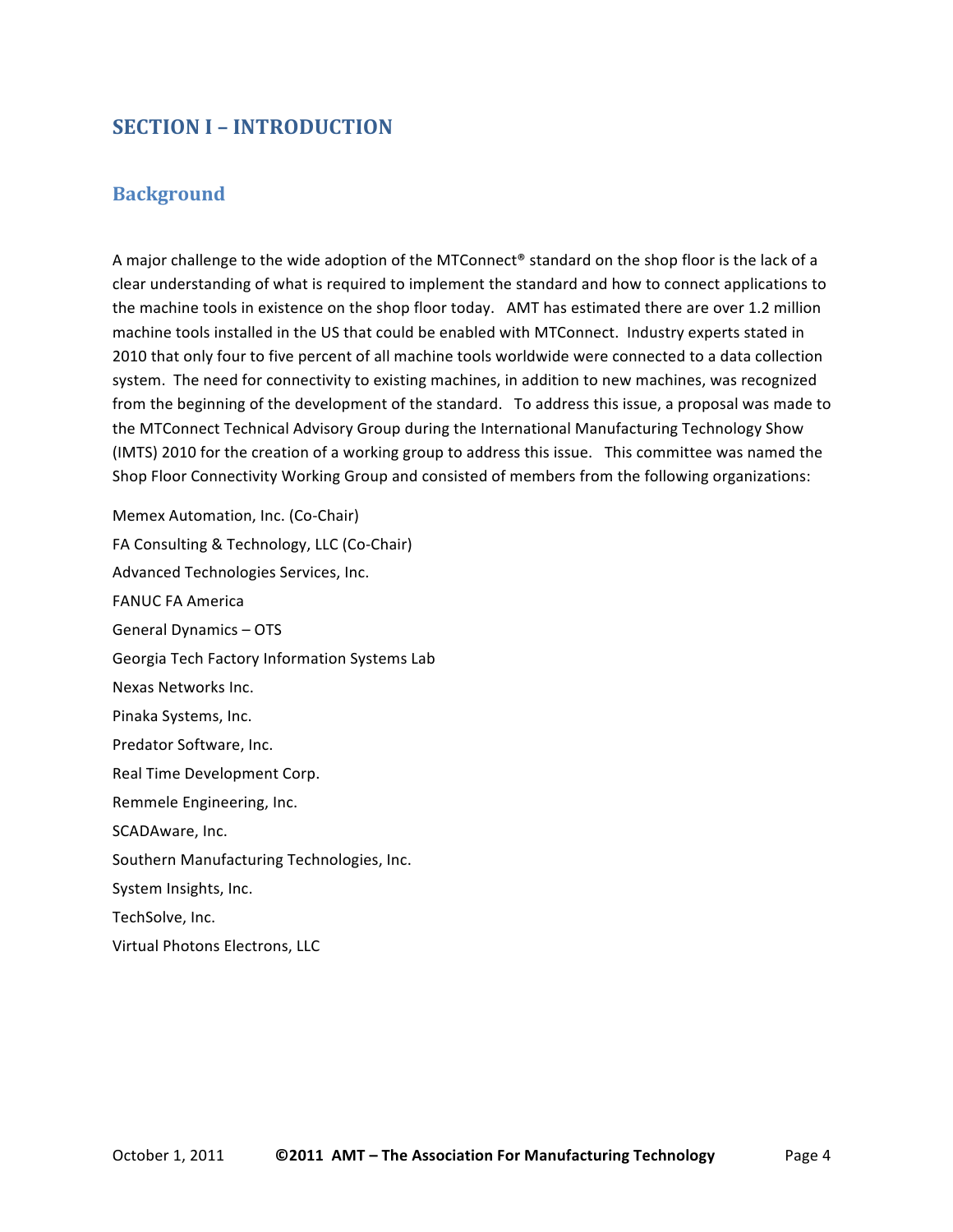# SECTION I – INTRODUCTION

## Background

A major challenge to the wide adoption of the MTConnect® standard on the shop floor is the lack of a clear understanding of what is required to implement the standard and how to connect applications to the machine tools in existence on the shop floor today. AMT has estimated there are over 1.2 million machine tools installed in the US that could be enabled with MTConnect. Industry experts stated in 2010 that only four to five percent of all machine tools worldwide were connected to a data collection system. The need for connectivity to existing machines, in addition to new machines, was recognized from the beginning of the development of the standard. To address this issue, a proposal was made to the MTConnect Technical Advisory Group during the International Manufacturing Technology Show (IMTS) 2010 for the creation of a working group to address this issue. This committee was named the Shop Floor Connectivity Working Group and consisted of members from the following organizations:

Memex Automation, Inc. (Co-Chair)

FA Consulting & Technology, LLC (Co-Chair)

Advanced Technologies Services, Inc.

FANUC FA America

General Dynamics – OTS

Georgia Tech Factory Information Systems Lab

Nexas Networks Inc.

Pinaka Systems, Inc.

Predator Software, Inc.

Real Time Development Corp.

Remmele Engineering, Inc.

SCADAware, Inc.

Southern Manufacturing Technologies, Inc.

System Insights, Inc.

TechSolve, Inc.

Virtual Photons Electrons, LLC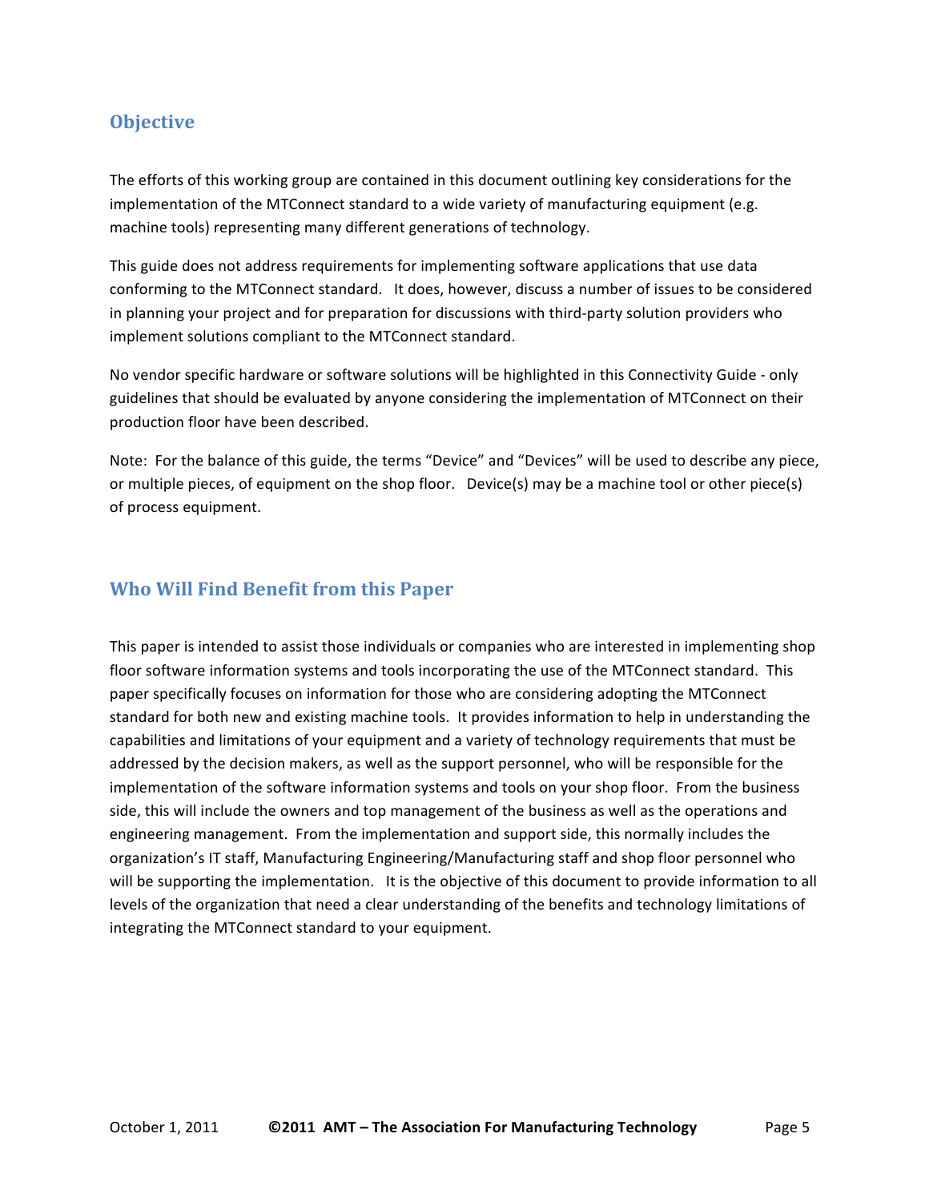## Objective

The efforts of this working group are contained in this document outlining key considerations for the implementation of the MTConnect standard to a wide variety of manufacturing equipment (e.g. machine tools) representing many different generations of technology.

This guide does not address requirements for implementing software applications that use data conforming to the MTConnect standard. It does, however, discuss a number of issues to be considered in planning your project and for preparation for discussions with third-party solution providers who implement solutions compliant to the MTConnect standard.

No vendor specific hardware or software solutions will be highlighted in this Connectivity Guide - only guidelines that should be evaluated by anyone considering the implementation of MTConnect on their production floor have been described.

Note: For the balance of this guide, the terms "Device" and "Devices" will be used to describe any piece, or multiple pieces, of equipment on the shop floor. Device(s) may be a machine tool or other piece(s) of process equipment.

## Who Will Find Benefit from this Paper

This paper is intended to assist those individuals or companies who are interested in implementing shop floor software information systems and tools incorporating the use of the MTConnect standard. This paper specifically focuses on information for those who are considering adopting the MTConnect standard for both new and existing machine tools. It provides information to help in understanding the capabilities and limitations of your equipment and a variety of technology requirements that must be addressed by the decision makers, as well as the support personnel, who will be responsible for the implementation of the software information systems and tools on your shop floor. From the business side, this will include the owners and top management of the business as well as the operations and engineering management. From the implementation and support side, this normally includes the organization's IT staff, Manufacturing Engineering/Manufacturing staff and shop floor personnel who will be supporting the implementation. It is the objective of this document to provide information to all levels of the organization that need a clear understanding of the benefits and technology limitations of integrating the MTConnect standard to your equipment.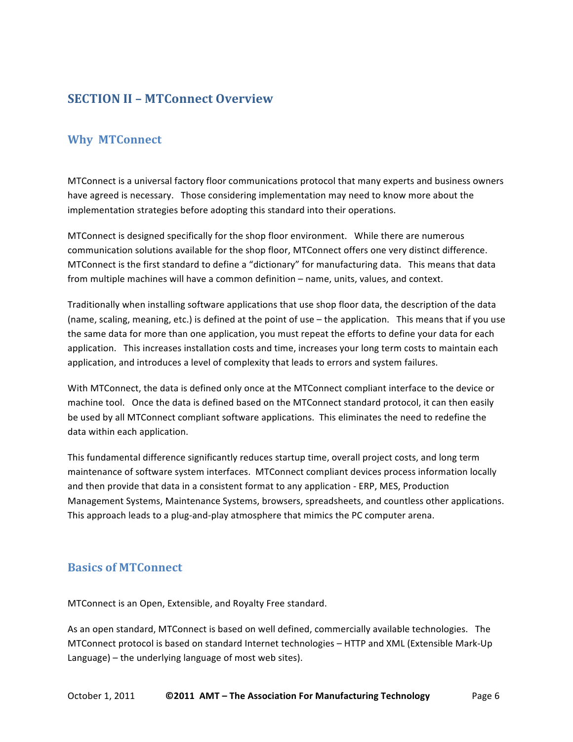# SECTION II – MTConnect Overview

## Why MTConnect

MTConnect is a universal factory floor communications protocol that many experts and business owners have agreed is necessary. Those considering implementation may need to know more about the implementation strategies before adopting this standard into their operations.

MTConnect is designed specifically for the shop floor environment. While there are numerous communication solutions available for the shop floor, MTConnect offers one very distinct difference. MTConnect is the first standard to define a "dictionary" for manufacturing data. This means that data from multiple machines will have a common definition – name, units, values, and context.

Traditionally when installing software applications that use shop floor data, the description of the data (name, scaling, meaning, etc.) is defined at the point of use – the application. This means that if you use the same data for more than one application, you must repeat the efforts to define your data for each application. This increases installation costs and time, increases your long term costs to maintain each application, and introduces a level of complexity that leads to errors and system failures.

With MTConnect, the data is defined only once at the MTConnect compliant interface to the device or machine tool. Once the data is defined based on the MTConnect standard protocol, it can then easily be used by all MTConnect compliant software applications. This eliminates the need to redefine the data within each application.

This fundamental difference significantly reduces startup time, overall project costs, and long term maintenance of software system interfaces. MTConnect compliant devices process information locally and then provide that data in a consistent format to any application - ERP, MES, Production Management Systems, Maintenance Systems, browsers, spreadsheets, and countless other applications. This approach leads to a plug-and-play atmosphere that mimics the PC computer arena.

## Basics of MTConnect

MTConnect is an Open, Extensible, and Royalty Free standard.

As an open standard, MTConnect is based on well defined, commercially available technologies. The MTConnect protocol is based on standard Internet technologies – HTTP and XML (Extensible Mark-Up Language) – the underlying language of most web sites).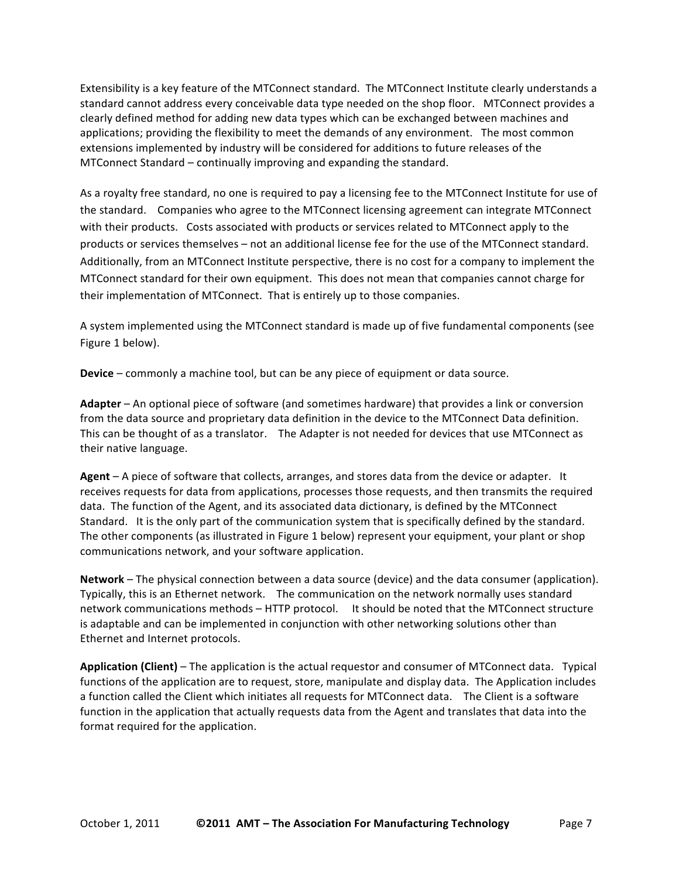Extensibility is a key feature of the MTConnect standard. The MTConnect Institute clearly understands a standard cannot address every conceivable data type needed on the shop floor. MTConnect provides a clearly defined method for adding new data types which can be exchanged between machines and applications; providing the flexibility to meet the demands of any environment. The most common extensions implemented by industry will be considered for additions to future releases of the MTConnect Standard – continually improving and expanding the standard.

As a royalty free standard, no one is required to pay a licensing fee to the MTConnect Institute for use of the standard. Companies who agree to the MTConnect licensing agreement can integrate MTConnect with their products. Costs associated with products or services related to MTConnect apply to the products or services themselves – not an additional license fee for the use of the MTConnect standard. Additionally, from an MTConnect Institute perspective, there is no cost for a company to implement the MTConnect standard for their own equipment. This does not mean that companies cannot charge for their implementation of MTConnect. That is entirely up to those companies.

A system implemented using the MTConnect standard is made up of five fundamental components (see Figure 1 below).

**Device** – commonly a machine tool, but can be any piece of equipment or data source.

**Adapter** – An optional piece of software (and sometimes hardware) that provides a link or conversion from the data source and proprietary data definition in the device to the MTConnect Data definition. This can be thought of as a translator. The Adapter is not needed for devices that use MTConnect as their native language.

**Agent** – A piece of software that collects, arranges, and stores data from the device or adapter. It receives requests for data from applications, processes those requests, and then transmits the required data. The function of the Agent, and its associated data dictionary, is defined by the MTConnect Standard. It is the only part of the communication system that is specifically defined by the standard. The other components (as illustrated in Figure 1 below) represent your equipment, your plant or shop communications network, and your software application.

**Network** – The physical connection between a data source (device) and the data consumer (application). Typically, this is an Ethernet network. The communication on the network normally uses standard network communications methods – HTTP protocol. It should be noted that the MTConnect structure is adaptable and can be implemented in conjunction with other networking solutions other than Ethernet and Internet protocols.

**Application (Client)** – The application is the actual requestor and consumer of MTConnect data. Typical functions of the application are to request, store, manipulate and display data. The Application includes a function called the Client which initiates all requests for MTConnect data. The Client is a software function in the application that actually requests data from the Agent and translates that data into the format required for the application.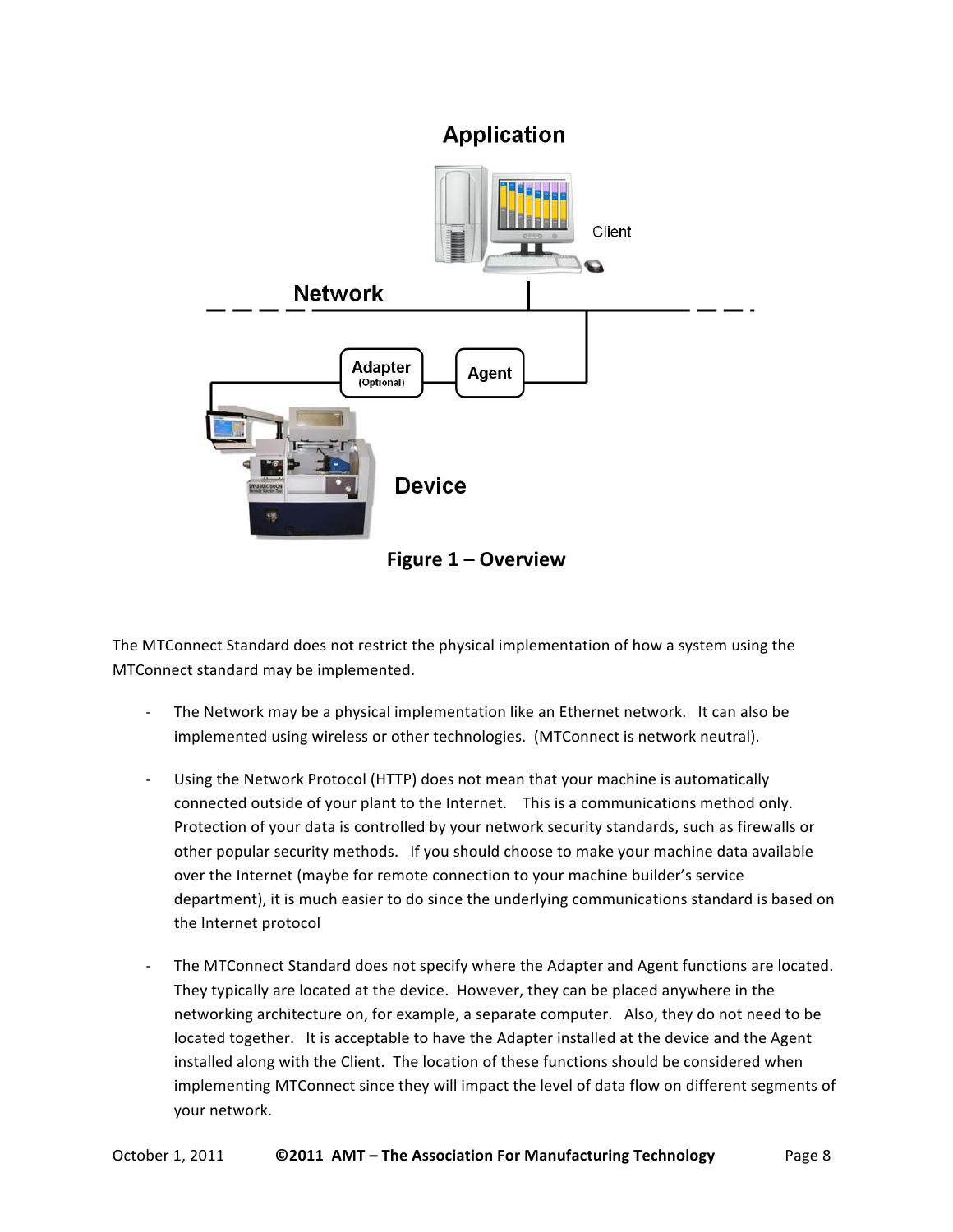Figure 1 – Overview

The MTConnect Standard does not restrict the physical implementation of how a system using the MTConnect standard may be implemented.

- The Network may be a physical implementation like an Ethernet network. It can also be implemented using wireless or other technologies. (MTConnect is network neutral).
- Using the Network Protocol (HTTP) does not mean that your machine is automatically connected outside of your plant to the Internet. This is a communications method only. Protection of your data is controlled by your network security standards, such as firewalls or other popular security methods. If you should choose to make your machine data available over the Internet (maybe for remote connection to your machine builder's service department), it is much easier to do since the underlying communications standard is based on the Internet protocol
- The MTConnect Standard does not specify where the Adapter and Agent functions are located. They typically are located at the device. However, they can be placed anywhere in the networking architecture on, for example, a separate computer. Also, they do not need to be located together. It is acceptable to have the Adapter installed at the device and the Agent installed along with the Client. The location of these functions should be considered when implementing MTConnect since they will impact the level of data flow on different segments of your network.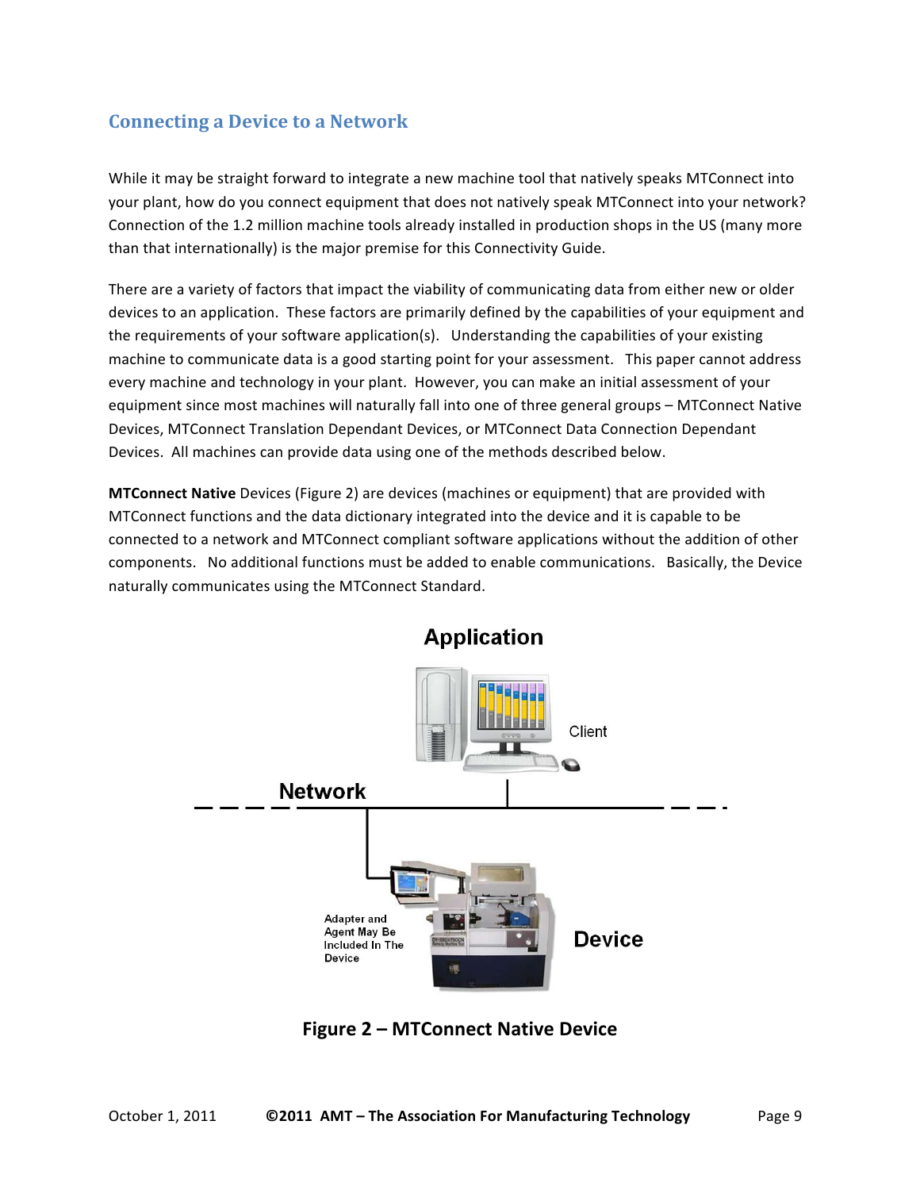## Connecting a Device to a Network

While it may be straight forward to integrate a new machine tool that natively speaks MTConnect into your plant, how do you connect equipment that does not natively speak MTConnect into your network? Connection of the 1.2 million machine tools already installed in production shops in the US (many more than that internationally) is the major premise for this Connectivity Guide.

There are a variety of factors that impact the viability of communicating data from either new or older devices to an application. These factors are primarily defined by the capabilities of your equipment and the requirements of your software application(s). Understanding the capabilities of your existing machine to communicate data is a good starting point for your assessment. This paper cannot address every machine and technology in your plant. However, you can make an initial assessment of your equipment since most machines will naturally fall into one of three general groups – MTConnect Native Devices, MTConnect Translation Dependant Devices, or MTConnect Data Connection Dependant Devices. All machines can provide data using one of the methods described below.

**MTConnect Native** Devices (Figure 2) are devices (machines or equipment) that are provided with MTConnect functions and the data dictionary integrated into the device and it is capable to be connected to a network and MTConnect compliant software applications without the addition of other components. No additional functions must be added to enable communications. Basically, the Device naturally communicates using the MTConnect Standard.

Application

Client

Network

Adapter and Agent May Be Included In The Device

Device

**Figure 2 – MTConnect Native Device**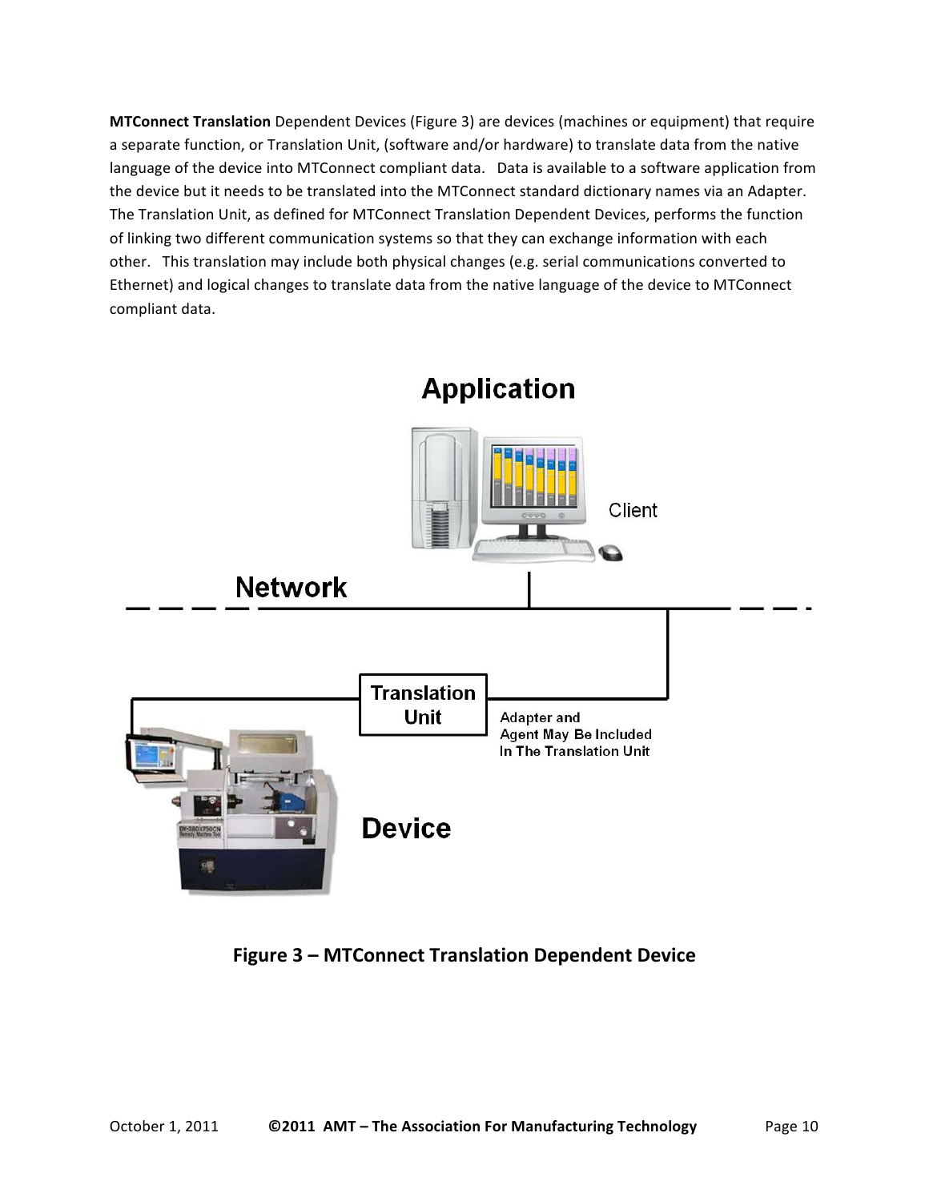**MTConnect Translation** Dependent Devices (Figure 3) are devices (machines or equipment) that require a separate function, or Translation Unit, (software and/or hardware) to translate data from the native language of the device into MTConnect compliant data. Data is available to a software application from the device but it needs to be translated into the MTConnect standard dictionary names via an Adapter. The Translation Unit, as defined for MTConnect Translation Dependent Devices, performs the function of linking two different communication systems so that they can exchange information with each other. This translation may include both physical changes (e.g. serial communications converted to Ethernet) and logical changes to translate data from the native language of the device to MTConnect compliant data.

Application

Client

Network

Translation Unit

Adapter and Agent May Be Included In The Translation Unit

Device

**Figure 3 – MTConnect Translation Dependent Device**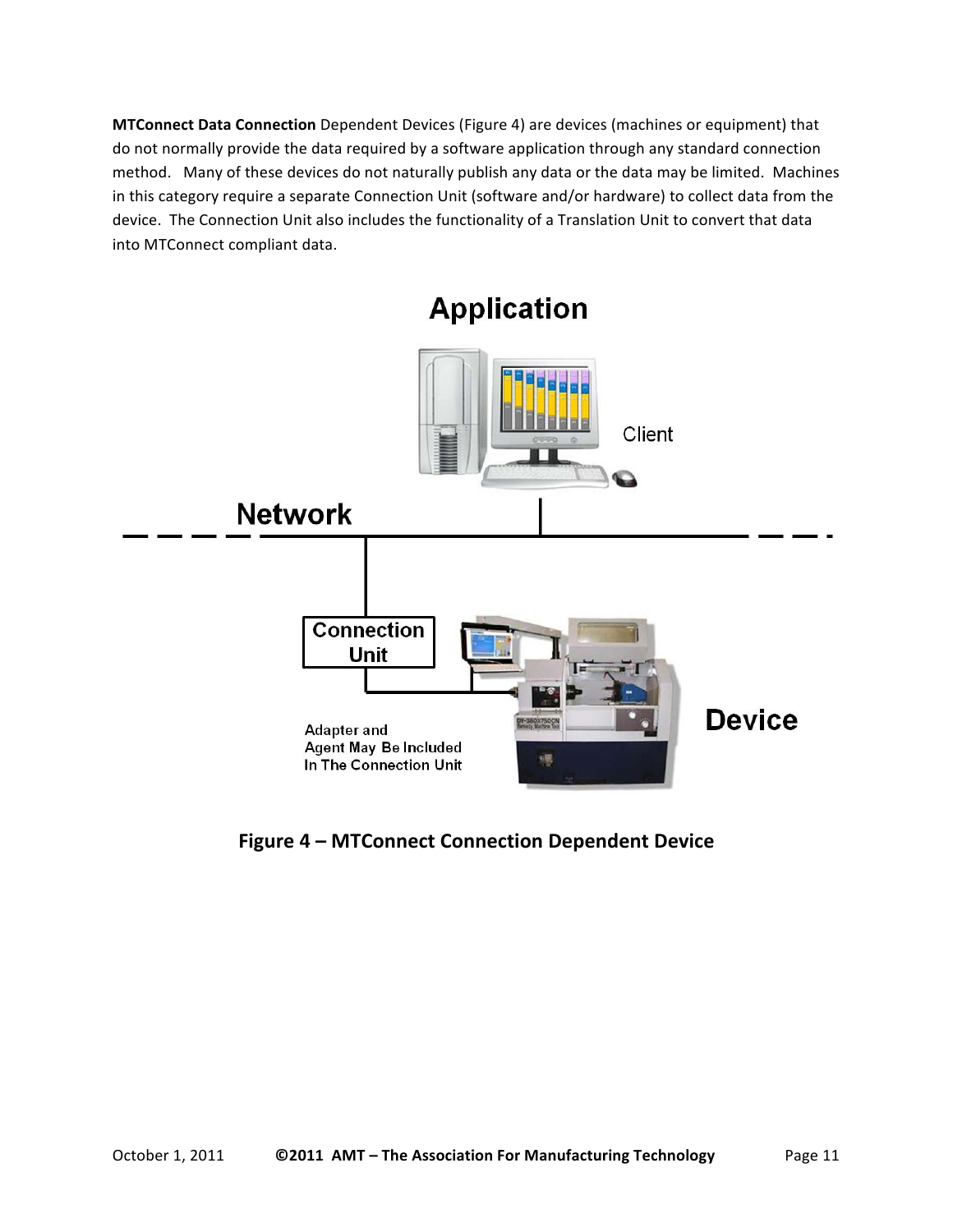**MTConnect Data Connection** Dependent Devices (Figure 4) are devices (machines or equipment) that do not normally provide the data required by a software application through any standard connection method. Many of these devices do not naturally publish any data or the data may be limited. Machines in this category require a separate Connection Unit (software and/or hardware) to collect data from the device. The Connection Unit also includes the functionality of a Translation Unit to convert that data into MTConnect compliant data.

**Figure 4 – MTConnect Connection Dependent Device**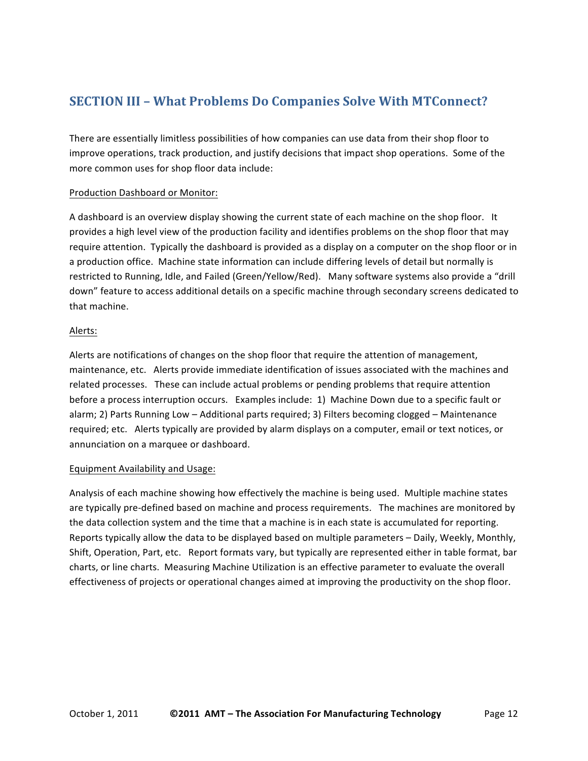## SECTION III – What Problems Do Companies Solve With MTConnect?

There are essentially limitless possibilities of how companies can use data from their shop floor to improve operations, track production, and justify decisions that impact shop operations. Some of the more common uses for shop floor data include:

<u>Production Dashboard or Monitor:</u>

A dashboard is an overview display showing the current state of each machine on the shop floor. It provides a high level view of the production facility and identifies problems on the shop floor that may require attention. Typically the dashboard is provided as a display on a computer on the shop floor or in a production office. Machine state information can include differing levels of detail but normally is restricted to Running, Idle, and Failed (Green/Yellow/Red). Many software systems also provide a "drill down" feature to access additional details on a specific machine through secondary screens dedicated to that machine.

<u>Alerts:</u>

Alerts are notifications of changes on the shop floor that require the attention of management, maintenance, etc. Alerts provide immediate identification of issues associated with the machines and related processes. These can include actual problems or pending problems that require attention before a process interruption occurs. Examples include: 1) Machine Down due to a specific fault or alarm; 2) Parts Running Low – Additional parts required; 3) Filters becoming clogged – Maintenance required; etc. Alerts typically are provided by alarm displays on a computer, email or text notices, or annunciation on a marquee or dashboard.

<u>Equipment Availability and Usage:</u>

Analysis of each machine showing how effectively the machine is being used. Multiple machine states are typically pre-defined based on machine and process requirements. The machines are monitored by the data collection system and the time that a machine is in each state is accumulated for reporting. Reports typically allow the data to be displayed based on multiple parameters – Daily, Weekly, Monthly, Shift, Operation, Part, etc. Report formats vary, but typically are represented either in table format, bar charts, or line charts. Measuring Machine Utilization is an effective parameter to evaluate the overall effectiveness of projects or operational changes aimed at improving the productivity on the shop floor.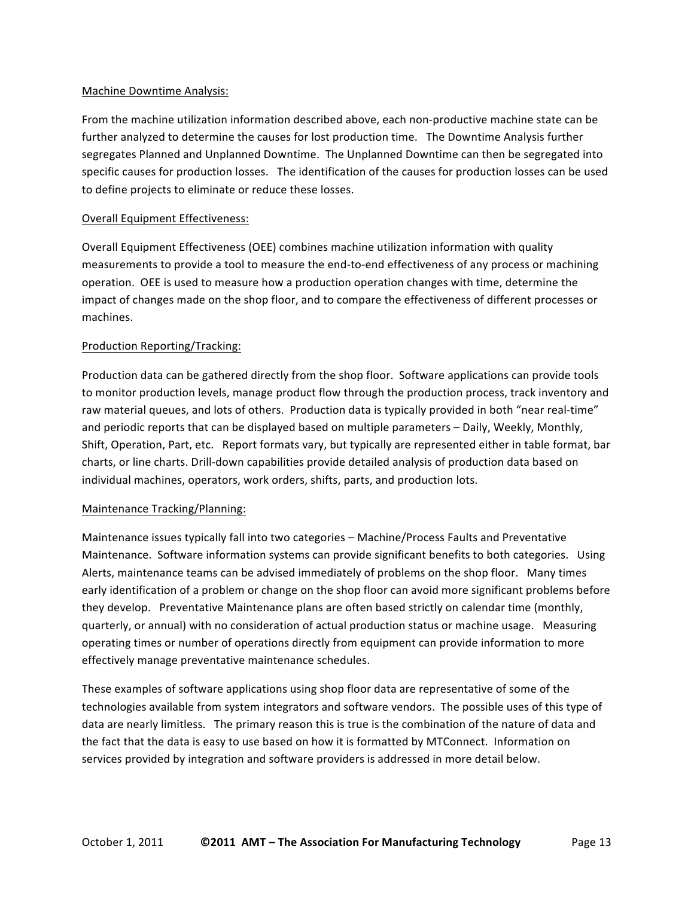Machine Downtime Analysis:

From the machine utilization information described above, each non-productive machine state can be further analyzed to determine the causes for lost production time. The Downtime Analysis further segregates Planned and Unplanned Downtime. The Unplanned Downtime can then be segregated into specific causes for production losses. The identification of the causes for production losses can be used to define projects to eliminate or reduce these losses.

Overall Equipment Effectiveness:

Overall Equipment Effectiveness (OEE) combines machine utilization information with quality measurements to provide a tool to measure the end-to-end effectiveness of any process or machining operation. OEE is used to measure how a production operation changes with time, determine the impact of changes made on the shop floor, and to compare the effectiveness of different processes or machines.

Production Reporting/Tracking:

Production data can be gathered directly from the shop floor. Software applications can provide tools to monitor production levels, manage product flow through the production process, track inventory and raw material queues, and lots of others. Production data is typically provided in both "near real-time" and periodic reports that can be displayed based on multiple parameters – Daily, Weekly, Monthly, Shift, Operation, Part, etc. Report formats vary, but typically are represented either in table format, bar charts, or line charts. Drill-down capabilities provide detailed analysis of production data based on individual machines, operators, work orders, shifts, parts, and production lots.

Maintenance Tracking/Planning:

Maintenance issues typically fall into two categories – Machine/Process Faults and Preventative Maintenance. Software information systems can provide significant benefits to both categories. Using Alerts, maintenance teams can be advised immediately of problems on the shop floor. Many times early identification of a problem or change on the shop floor can avoid more significant problems before they develop. Preventative Maintenance plans are often based strictly on calendar time (monthly, quarterly, or annual) with no consideration of actual production status or machine usage. Measuring operating times or number of operations directly from equipment can provide information to more effectively manage preventative maintenance schedules.

These examples of software applications using shop floor data are representative of some of the technologies available from system integrators and software vendors. The possible uses of this type of data are nearly limitless. The primary reason this is true is the combination of the nature of data and the fact that the data is easy to use based on how it is formatted by MTConnect. Information on services provided by integration and software providers is addressed in more detail below.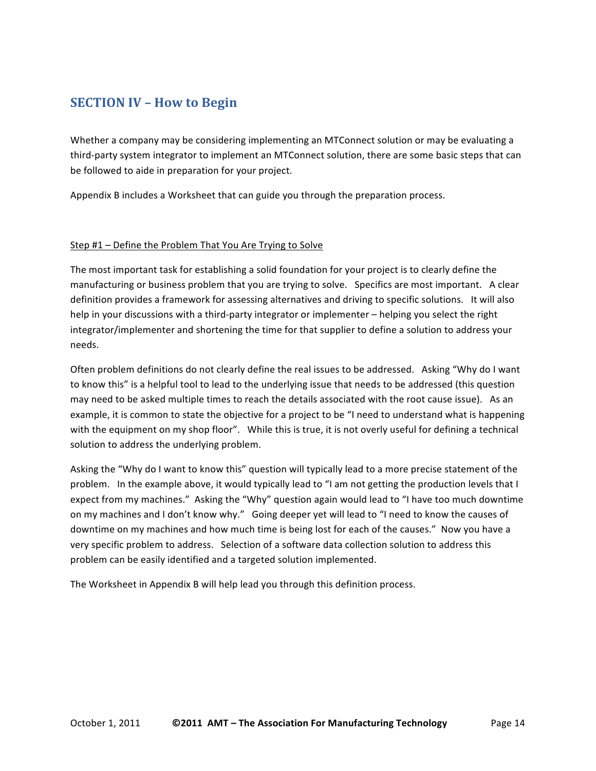## SECTION IV – How to Begin

Whether a company may be considering implementing an MTConnect solution or may be evaluating a third-party system integrator to implement an MTConnect solution, there are some basic steps that can be followed to aide in preparation for your project.

Appendix B includes a Worksheet that can guide you through the preparation process.

### Step #1 – Define the Problem That You Are Trying to Solve

The most important task for establishing a solid foundation for your project is to clearly define the manufacturing or business problem that you are trying to solve. Specifics are most important. A clear definition provides a framework for assessing alternatives and driving to specific solutions. It will also help in your discussions with a third-party integrator or implementer – helping you select the right integrator/implementer and shortening the time for that supplier to define a solution to address your needs.

Often problem definitions do not clearly define the real issues to be addressed. Asking "Why do I want to know this" is a helpful tool to lead to the underlying issue that needs to be addressed (this question may need to be asked multiple times to reach the details associated with the root cause issue). As an example, it is common to state the objective for a project to be "I need to understand what is happening with the equipment on my shop floor". While this is true, it is not overly useful for defining a technical solution to address the underlying problem.

Asking the "Why do I want to know this" question will typically lead to a more precise statement of the problem. In the example above, it would typically lead to "I am not getting the production levels that I expect from my machines." Asking the "Why" question again would lead to "I have too much downtime on my machines and I don't know why." Going deeper yet will lead to "I need to know the causes of downtime on my machines and how much time is being lost for each of the causes." Now you have a very specific problem to address. Selection of a software data collection solution to address this problem can be easily identified and a targeted solution implemented.

The Worksheet in Appendix B will help lead you through this definition process.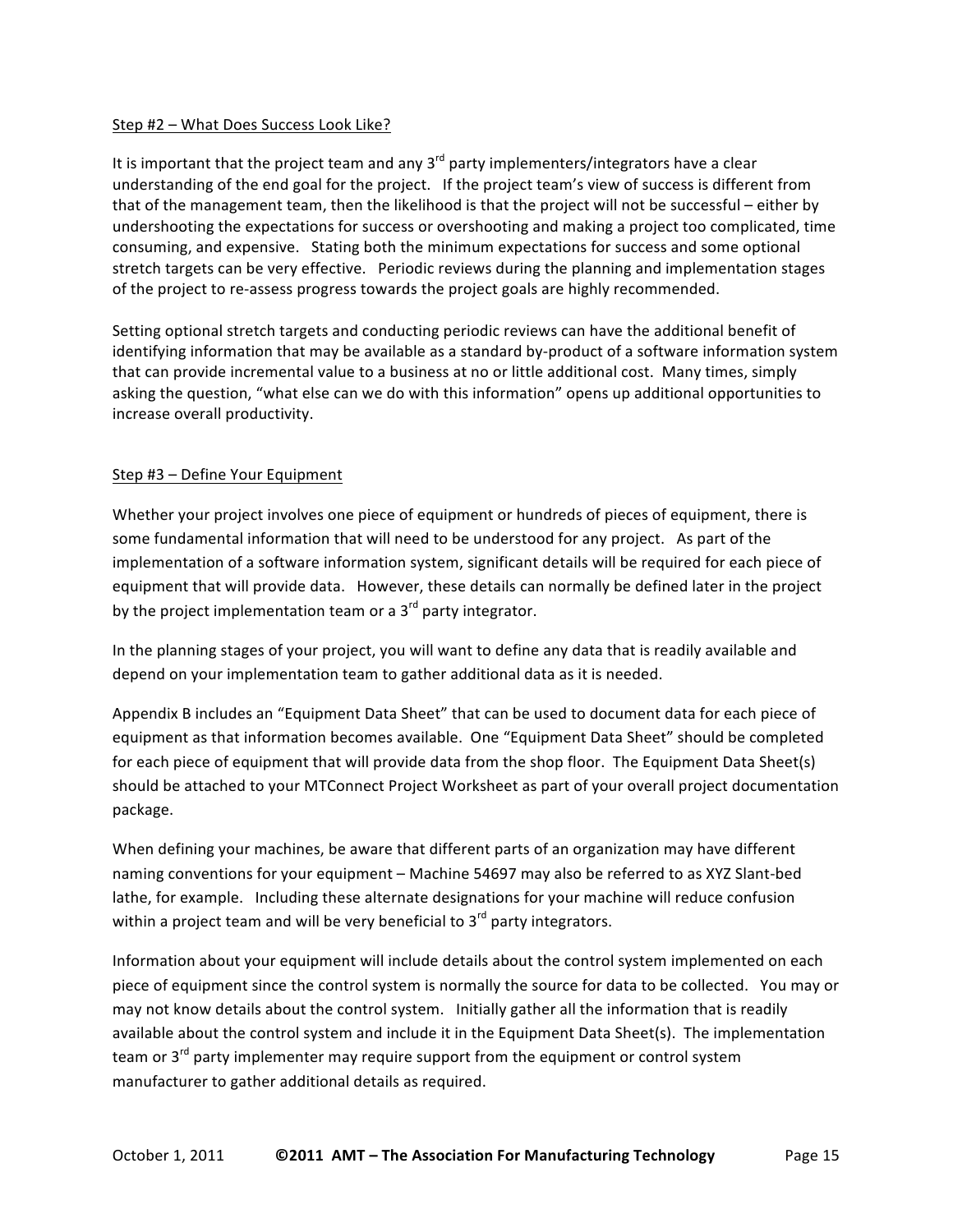## Step #2 – What Does Success Look Like?

It is important that the project team and any 3rd party implementers/integrators have a clear understanding of the end goal for the project. If the project team's view of success is different from that of the management team, then the likelihood is that the project will not be successful – either by undershooting the expectations for success or overshooting and making a project too complicated, time consuming, and expensive. Stating both the minimum expectations for success and some optional stretch targets can be very effective. Periodic reviews during the planning and implementation stages of the project to re-assess progress towards the project goals are highly recommended.

Setting optional stretch targets and conducting periodic reviews can have the additional benefit of identifying information that may be available as a standard by-product of a software information system that can provide incremental value to a business at no or little additional cost. Many times, simply asking the question, "what else can we do with this information" opens up additional opportunities to increase overall productivity.

## Step #3 – Define Your Equipment

Whether your project involves one piece of equipment or hundreds of pieces of equipment, there is some fundamental information that will need to be understood for any project. As part of the implementation of a software information system, significant details will be required for each piece of equipment that will provide data. However, these details can normally be defined later in the project by the project implementation team or a 3rd party integrator.

In the planning stages of your project, you will want to define any data that is readily available and depend on your implementation team to gather additional data as it is needed.

Appendix B includes an "Equipment Data Sheet" that can be used to document data for each piece of equipment as that information becomes available. One "Equipment Data Sheet" should be completed for each piece of equipment that will provide data from the shop floor. The Equipment Data Sheet(s) should be attached to your MTConnect Project Worksheet as part of your overall project documentation package.

When defining your machines, be aware that different parts of an organization may have different naming conventions for your equipment – Machine 54697 may also be referred to as XYZ Slant-bed lathe, for example. Including these alternate designations for your machine will reduce confusion within a project team and will be very beneficial to 3rd party integrators.

Information about your equipment will include details about the control system implemented on each piece of equipment since the control system is normally the source for data to be collected. You may or may not know details about the control system. Initially gather all the information that is readily available about the control system and include it in the Equipment Data Sheet(s). The implementation team or 3rd party implementer may require support from the equipment or control system manufacturer to gather additional details as required.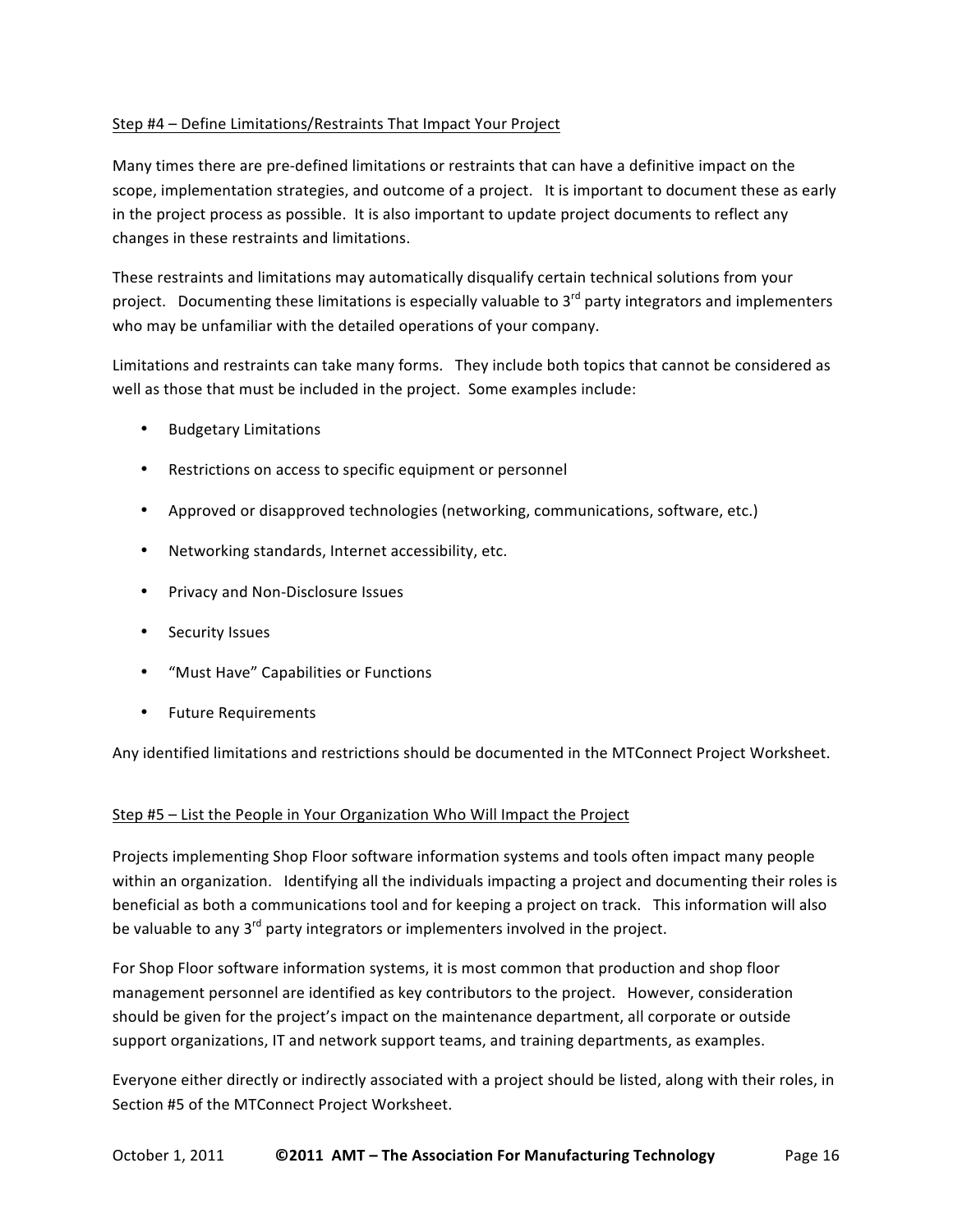## Step #4 – Define Limitations/Restraints That Impact Your Project

Many times there are pre-defined limitations or restraints that can have a definitive impact on the scope, implementation strategies, and outcome of a project. It is important to document these as early in the project process as possible. It is also important to update project documents to reflect any changes in these restraints and limitations.

These restraints and limitations may automatically disqualify certain technical solutions from your project. Documenting these limitations is especially valuable to 3rd party integrators and implementers who may be unfamiliar with the detailed operations of your company.

Limitations and restraints can take many forms. They include both topics that cannot be considered as well as those that must be included in the project. Some examples include:

- Budgetary Limitations
- Restrictions on access to specific equipment or personnel
- Approved or disapproved technologies (networking, communications, software, etc.)
- Networking standards, Internet accessibility, etc.
- Privacy and Non-Disclosure Issues
- Security Issues
- "Must Have" Capabilities or Functions
- Future Requirements

Any identified limitations and restrictions should be documented in the MTConnect Project Worksheet.

## Step #5 – List the People in Your Organization Who Will Impact the Project

Projects implementing Shop Floor software information systems and tools often impact many people within an organization. Identifying all the individuals impacting a project and documenting their roles is beneficial as both a communications tool and for keeping a project on track. This information will also be valuable to any 3rd party integrators or implementers involved in the project.

For Shop Floor software information systems, it is most common that production and shop floor management personnel are identified as key contributors to the project. However, consideration should be given for the project's impact on the maintenance department, all corporate or outside support organizations, IT and network support teams, and training departments, as examples.

Everyone either directly or indirectly associated with a project should be listed, along with their roles, in Section #5 of the MTConnect Project Worksheet.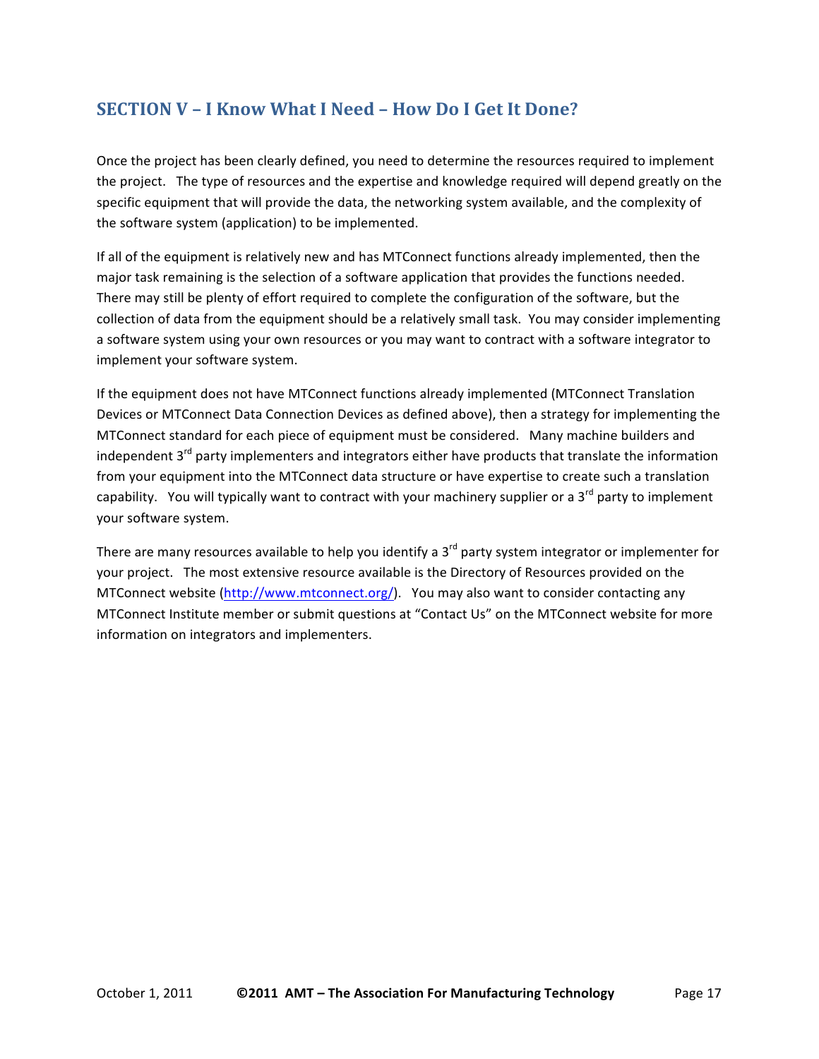## SECTION V – I Know What I Need – How Do I Get It Done?

Once the project has been clearly defined, you need to determine the resources required to implement the project. The type of resources and the expertise and knowledge required will depend greatly on the specific equipment that will provide the data, the networking system available, and the complexity of the software system (application) to be implemented.

If all of the equipment is relatively new and has MTConnect functions already implemented, then the major task remaining is the selection of a software application that provides the functions needed. There may still be plenty of effort required to complete the configuration of the software, but the collection of data from the equipment should be a relatively small task. You may consider implementing a software system using your own resources or you may want to contract with a software integrator to implement your software system.

If the equipment does not have MTConnect functions already implemented (MTConnect Translation Devices or MTConnect Data Connection Devices as defined above), then a strategy for implementing the MTConnect standard for each piece of equipment must be considered. Many machine builders and independent 3rd party implementers and integrators either have products that translate the information from your equipment into the MTConnect data structure or have expertise to create such a translation capability. You will typically want to contract with your machinery supplier or a 3rd party to implement your software system.

There are many resources available to help you identify a 3rd party system integrator or implementer for your project. The most extensive resource available is the Directory of Resources provided on the MTConnect website (http://www.mtconnect.org/). You may also want to consider contacting any MTConnect Institute member or submit questions at "Contact Us" on the MTConnect website for more information on integrators and implementers.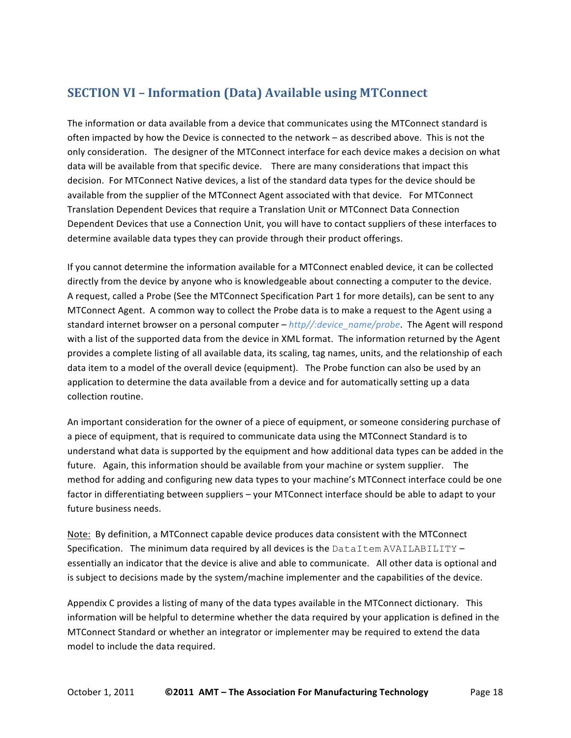## SECTION VI – Information (Data) Available using MTConnect

The information or data available from a device that communicates using the MTConnect standard is often impacted by how the Device is connected to the network – as described above. This is not the only consideration. The designer of the MTConnect interface for each device makes a decision on what data will be available from that specific device. There are many considerations that impact this decision. For MTConnect Native devices, a list of the standard data types for the device should be available from the supplier of the MTConnect Agent associated with that device. For MTConnect Translation Dependent Devices that require a Translation Unit or MTConnect Data Connection Dependent Devices that use a Connection Unit, you will have to contact suppliers of these interfaces to determine available data types they can provide through their product offerings.

If you cannot determine the information available for a MTConnect enabled device, it can be collected directly from the device by anyone who is knowledgeable about connecting a computer to the device. A request, called a Probe (See the MTConnect Specification Part 1 for more details), can be sent to any MTConnect Agent. A common way to collect the Probe data is to make a request to the Agent using a standard internet browser on a personal computer – *http//:device_name/probe*. The Agent will respond with a list of the supported data from the device in XML format. The information returned by the Agent provides a complete listing of all available data, its scaling, tag names, units, and the relationship of each data item to a model of the overall device (equipment). The Probe function can also be used by an application to determine the data available from a device and for automatically setting up a data collection routine.

An important consideration for the owner of a piece of equipment, or someone considering purchase of a piece of equipment, that is required to communicate data using the MTConnect Standard is to understand what data is supported by the equipment and how additional data types can be added in the future. Again, this information should be available from your machine or system supplier. The method for adding and configuring new data types to your machine's MTConnect interface could be one factor in differentiating between suppliers – your MTConnect interface should be able to adapt to your future business needs.

Note: By definition, a MTConnect capable device produces data consistent with the MTConnect Specification. The minimum data required by all devices is the `DataItem AVAILABILITY` – essentially an indicator that the device is alive and able to communicate. All other data is optional and is subject to decisions made by the system/machine implementer and the capabilities of the device.

Appendix C provides a listing of many of the data types available in the MTConnect dictionary. This information will be helpful to determine whether the data required by your application is defined in the MTConnect Standard or whether an integrator or implementer may be required to extend the data model to include the data required.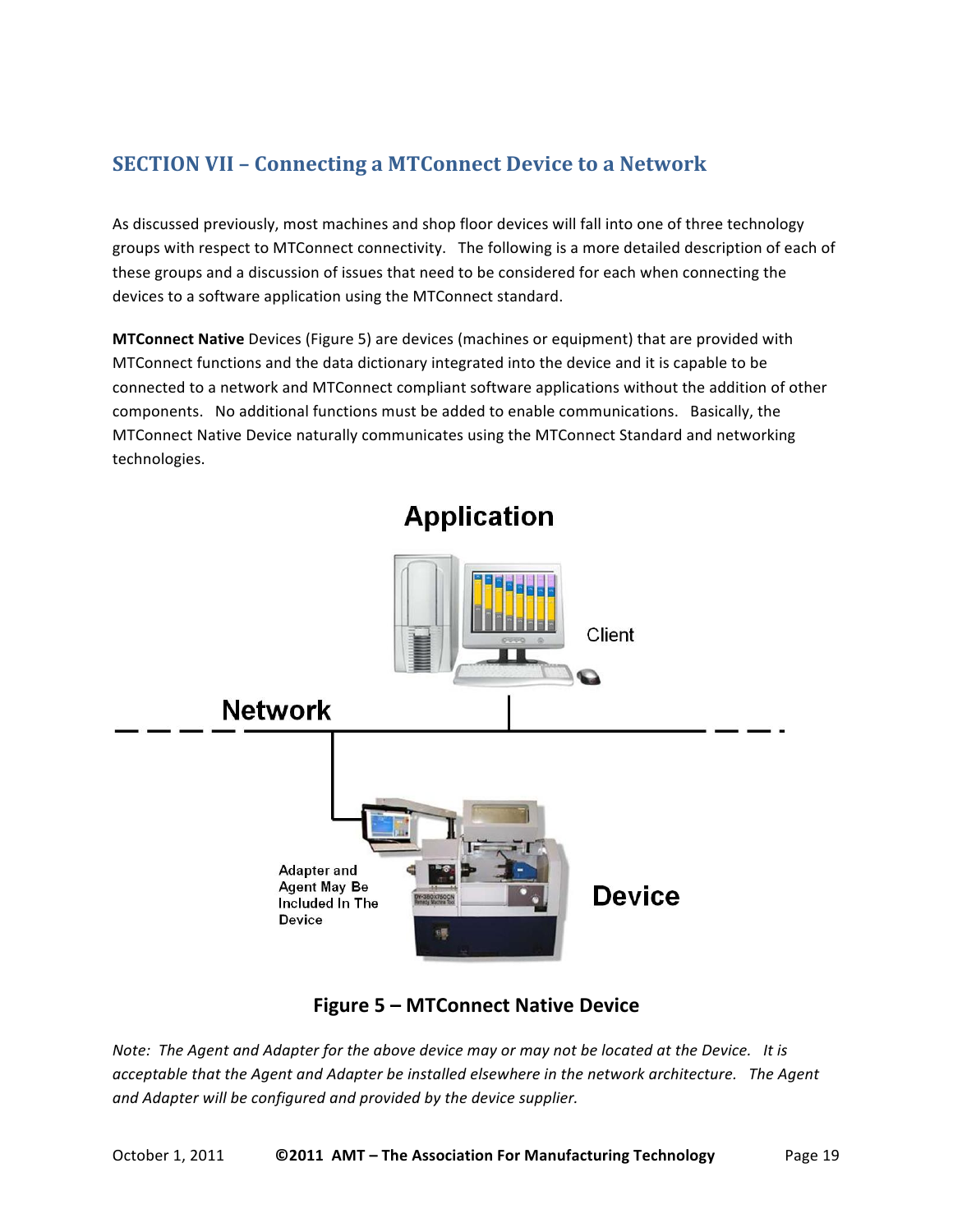## SECTION VII – Connecting a MTConnect Device to a Network

As discussed previously, most machines and shop floor devices will fall into one of three technology groups with respect to MTConnect connectivity. The following is a more detailed description of each of these groups and a discussion of issues that need to be considered for each when connecting the devices to a software application using the MTConnect standard.

**MTConnect Native** Devices (Figure 5) are devices (machines or equipment) that are provided with MTConnect functions and the data dictionary integrated into the device and it is capable to be connected to a network and MTConnect compliant software applications without the addition of other components. No additional functions must be added to enable communications. Basically, the MTConnect Native Device naturally communicates using the MTConnect Standard and networking technologies.

Application

Client

Network

Adapter and Agent May Be Included In The Device

Device

**Figure 5 – MTConnect Native Device**

*Note: The Agent and Adapter for the above device may or may not be located at the Device. It is acceptable that the Agent and Adapter be installed elsewhere in the network architecture. The Agent and Adapter will be configured and provided by the device supplier.*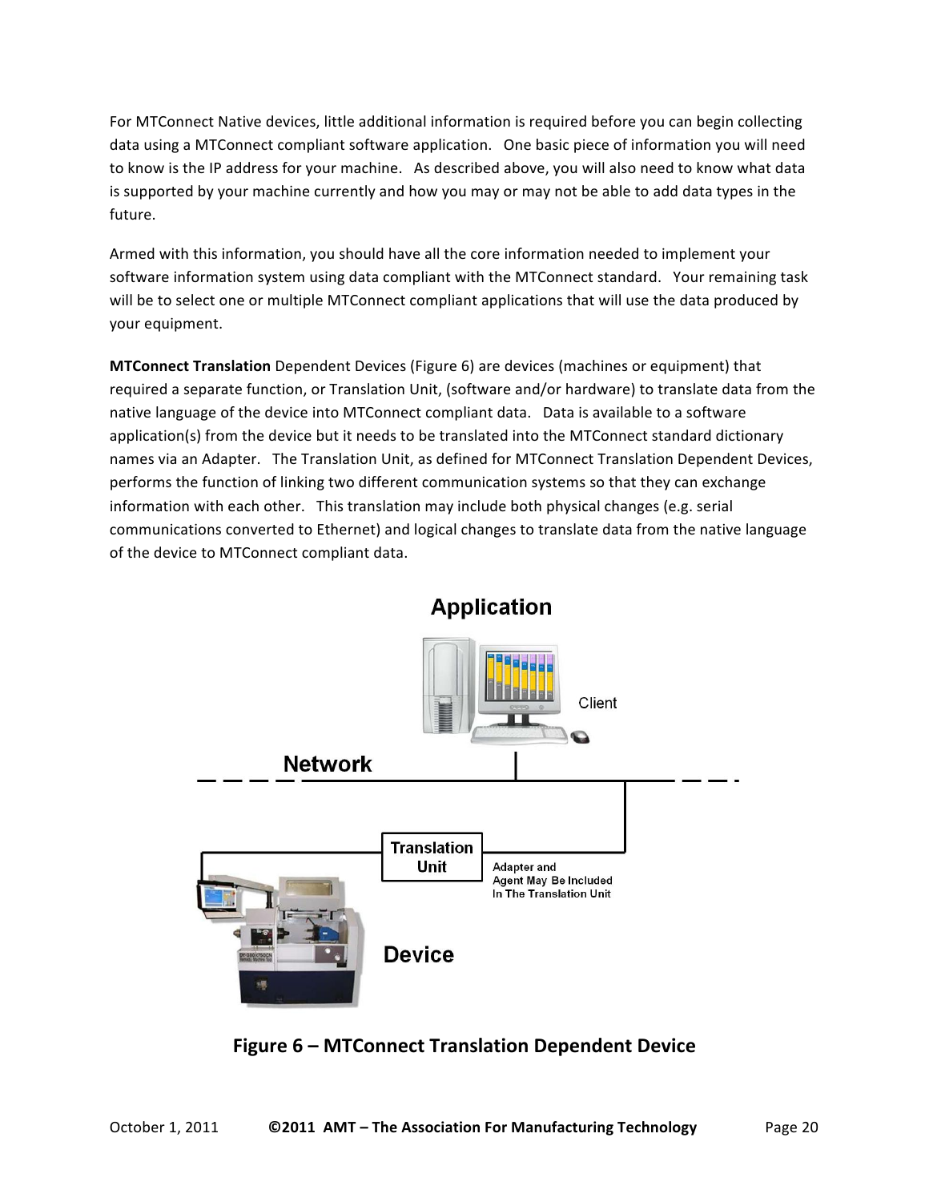For MTConnect Native devices, little additional information is required before you can begin collecting data using a MTConnect compliant software application. One basic piece of information you will need to know is the IP address for your machine. As described above, you will also need to know what data is supported by your machine currently and how you may or may not be able to add data types in the future.

Armed with this information, you should have all the core information needed to implement your software information system using data compliant with the MTConnect standard. Your remaining task will be to select one or multiple MTConnect compliant applications that will use the data produced by your equipment.

**MTConnect Translation** Dependent Devices (Figure 6) are devices (machines or equipment) that required a separate function, or Translation Unit, (software and/or hardware) to translate data from the native language of the device into MTConnect compliant data. Data is available to a software application(s) from the device but it needs to be translated into the MTConnect standard dictionary names via an Adapter. The Translation Unit, as defined for MTConnect Translation Dependent Devices, performs the function of linking two different communication systems so that they can exchange information with each other. This translation may include both physical changes (e.g. serial communications converted to Ethernet) and logical changes to translate data from the native language of the device to MTConnect compliant data.

Application

Client

Network

Translation Unit

Adapter and Agent May Be Included In The Translation Unit

Device

**Figure 6 – MTConnect Translation Dependent Device**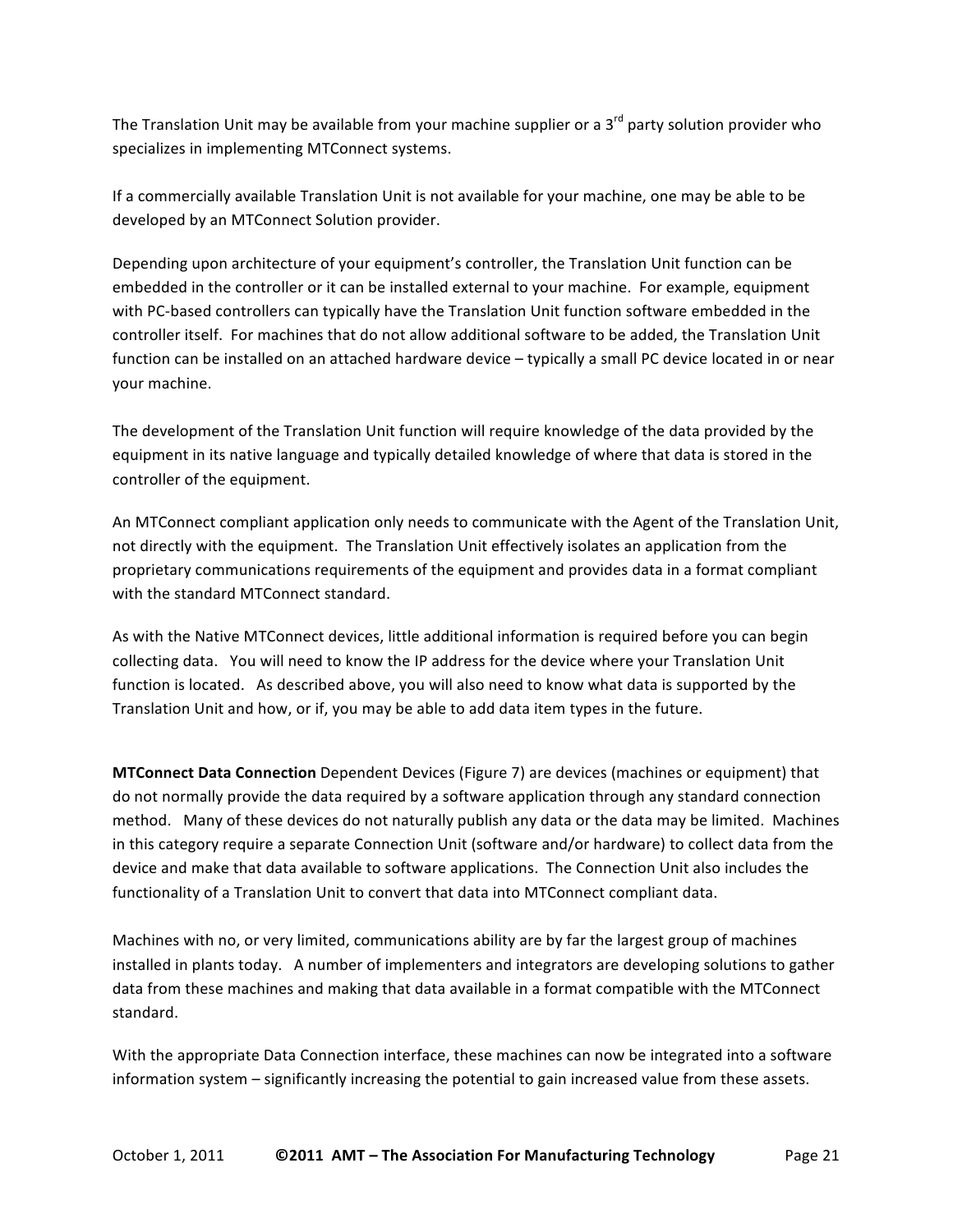The Translation Unit may be available from your machine supplier or a 3rd party solution provider who specializes in implementing MTConnect systems.

If a commercially available Translation Unit is not available for your machine, one may be able to be developed by an MTConnect Solution provider.

Depending upon architecture of your equipment's controller, the Translation Unit function can be embedded in the controller or it can be installed external to your machine. For example, equipment with PC-based controllers can typically have the Translation Unit function software embedded in the controller itself. For machines that do not allow additional software to be added, the Translation Unit function can be installed on an attached hardware device – typically a small PC device located in or near your machine.

The development of the Translation Unit function will require knowledge of the data provided by the equipment in its native language and typically detailed knowledge of where that data is stored in the controller of the equipment.

An MTConnect compliant application only needs to communicate with the Agent of the Translation Unit, not directly with the equipment. The Translation Unit effectively isolates an application from the proprietary communications requirements of the equipment and provides data in a format compliant with the standard MTConnect standard.

As with the Native MTConnect devices, little additional information is required before you can begin collecting data. You will need to know the IP address for the device where your Translation Unit function is located. As described above, you will also need to know what data is supported by the Translation Unit and how, or if, you may be able to add data item types in the future.

**MTConnect Data Connection** Dependent Devices (Figure 7) are devices (machines or equipment) that do not normally provide the data required by a software application through any standard connection method. Many of these devices do not naturally publish any data or the data may be limited. Machines in this category require a separate Connection Unit (software and/or hardware) to collect data from the device and make that data available to software applications. The Connection Unit also includes the functionality of a Translation Unit to convert that data into MTConnect compliant data.

Machines with no, or very limited, communications ability are by far the largest group of machines installed in plants today. A number of implementers and integrators are developing solutions to gather data from these machines and making that data available in a format compatible with the MTConnect standard.

With the appropriate Data Connection interface, these machines can now be integrated into a software information system – significantly increasing the potential to gain increased value from these assets.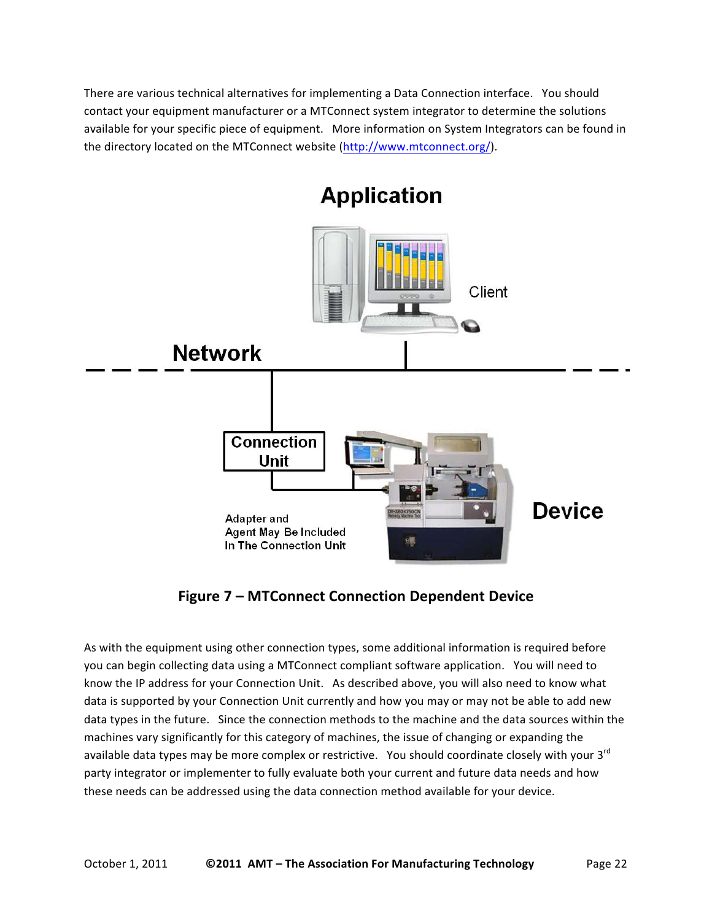There are various technical alternatives for implementing a Data Connection interface. You should contact your equipment manufacturer or a MTConnect system integrator to determine the solutions available for your specific piece of equipment. More information on System Integrators can be found in the directory located on the MTConnect website (http://www.mtconnect.org/).

**Figure 7 – MTConnect Connection Dependent Device**

As with the equipment using other connection types, some additional information is required before you can begin collecting data using a MTConnect compliant software application. You will need to know the IP address for your Connection Unit. As described above, you will also need to know what data is supported by your Connection Unit currently and how you may or may not be able to add new data types in the future. Since the connection methods to the machine and the data sources within the machines vary significantly for this category of machines, the issue of changing or expanding the available data types may be more complex or restrictive. You should coordinate closely with your 3rd party integrator or implementer to fully evaluate both your current and future data needs and how these needs can be addressed using the data connection method available for your device.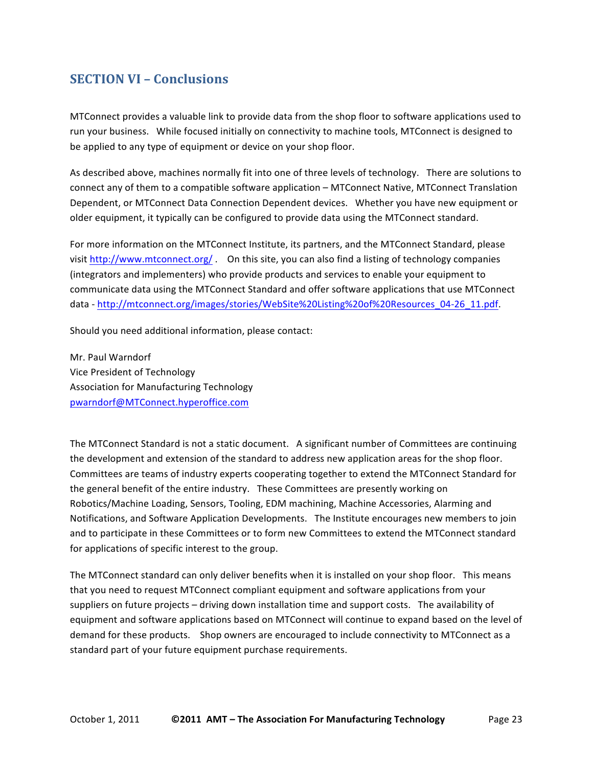## SECTION VI – Conclusions

MTConnect provides a valuable link to provide data from the shop floor to software applications used to run your business. While focused initially on connectivity to machine tools, MTConnect is designed to be applied to any type of equipment or device on your shop floor.

As described above, machines normally fit into one of three levels of technology. There are solutions to connect any of them to a compatible software application – MTConnect Native, MTConnect Translation Dependent, or MTConnect Data Connection Dependent devices. Whether you have new equipment or older equipment, it typically can be configured to provide data using the MTConnect standard.

For more information on the MTConnect Institute, its partners, and the MTConnect Standard, please visit http://www.mtconnect.org/ . On this site, you can also find a listing of technology companies (integrators and implementers) who provide products and services to enable your equipment to communicate data using the MTConnect Standard and offer software applications that use MTConnect data - http://mtconnect.org/images/stories/WebSite%20Listing%20of%20Resources_04-26_11.pdf.

Should you need additional information, please contact:

Mr. Paul Warndorf
Vice President of Technology
Association for Manufacturing Technology
pwarndorf@MTConnect.hyperoffice.com

The MTConnect Standard is not a static document. A significant number of Committees are continuing the development and extension of the standard to address new application areas for the shop floor. Committees are teams of industry experts cooperating together to extend the MTConnect Standard for the general benefit of the entire industry. These Committees are presently working on Robotics/Machine Loading, Sensors, Tooling, EDM machining, Machine Accessories, Alarming and Notifications, and Software Application Developments. The Institute encourages new members to join and to participate in these Committees or to form new Committees to extend the MTConnect standard for applications of specific interest to the group.

The MTConnect standard can only deliver benefits when it is installed on your shop floor. This means that you need to request MTConnect compliant equipment and software applications from your suppliers on future projects – driving down installation time and support costs. The availability of equipment and software applications based on MTConnect will continue to expand based on the level of demand for these products. Shop owners are encouraged to include connectivity to MTConnect as a standard part of your future equipment purchase requirements.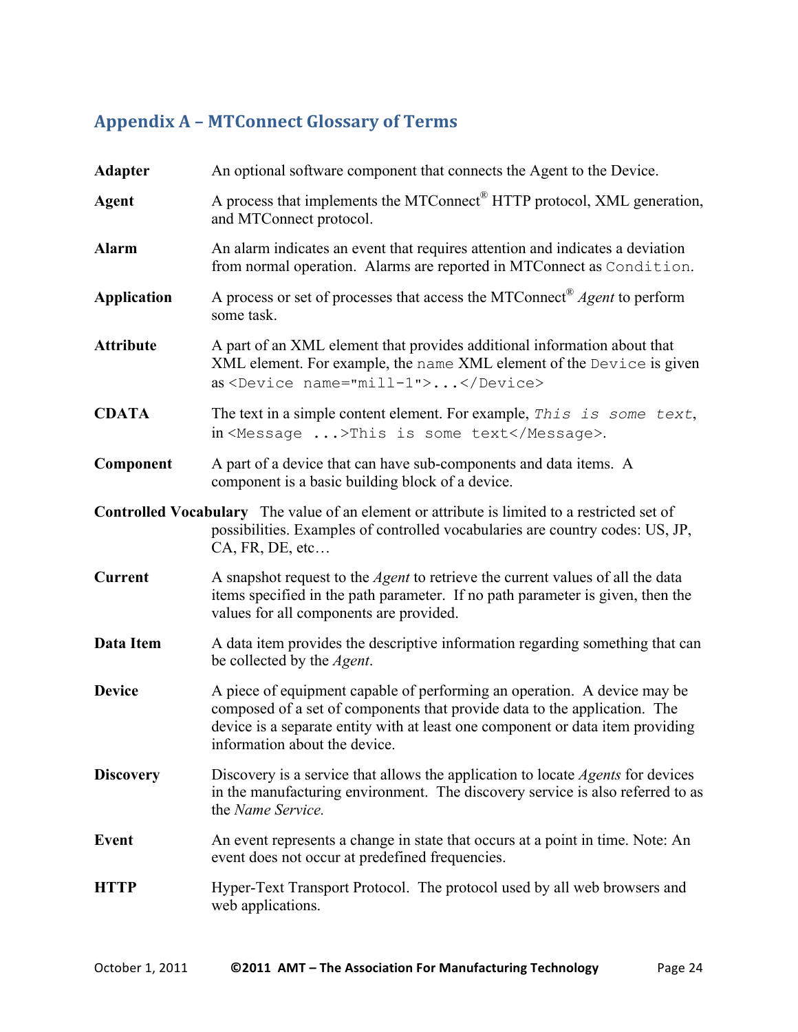## Appendix A – MTConnect Glossary of Terms

**Adapter** An optional software component that connects the Agent to the Device.

**Agent** A process that implements the MTConnect® HTTP protocol, XML generation, and MTConnect protocol.

**Alarm** An alarm indicates an event that requires attention and indicates a deviation from normal operation. Alarms are reported in MTConnect as `Condition`.

**Application** A process or set of processes that access the MTConnect® *Agent* to perform some task.

**Attribute** A part of an XML element that provides additional information about that XML element. For example, the `name` XML element of the `Device` is given as `<Device name="mill-1">...</Device>`

**CDATA** The text in a simple content element. For example, *`This is some text`*, in `<Message ...>This is some text</Message>`.

**Component** A part of a device that can have sub-components and data items. A component is a basic building block of a device.

**Controlled Vocabulary** The value of an element or attribute is limited to a restricted set of possibilities. Examples of controlled vocabularies are country codes: US, JP, CA, FR, DE, etc…

**Current** A snapshot request to the *Agent* to retrieve the current values of all the data items specified in the path parameter. If no path parameter is given, then the values for all components are provided.

**Data Item** A data item provides the descriptive information regarding something that can be collected by the *Agent*.

**Device** A piece of equipment capable of performing an operation. A device may be composed of a set of components that provide data to the application. The device is a separate entity with at least one component or data item providing information about the device.

**Discovery** Discovery is a service that allows the application to locate *Agents* for devices in the manufacturing environment. The discovery service is also referred to as the *Name Service.*

**Event** An event represents a change in state that occurs at a point in time. Note: An event does not occur at predefined frequencies.

**HTTP** Hyper-Text Transport Protocol. The protocol used by all web browsers and web applications.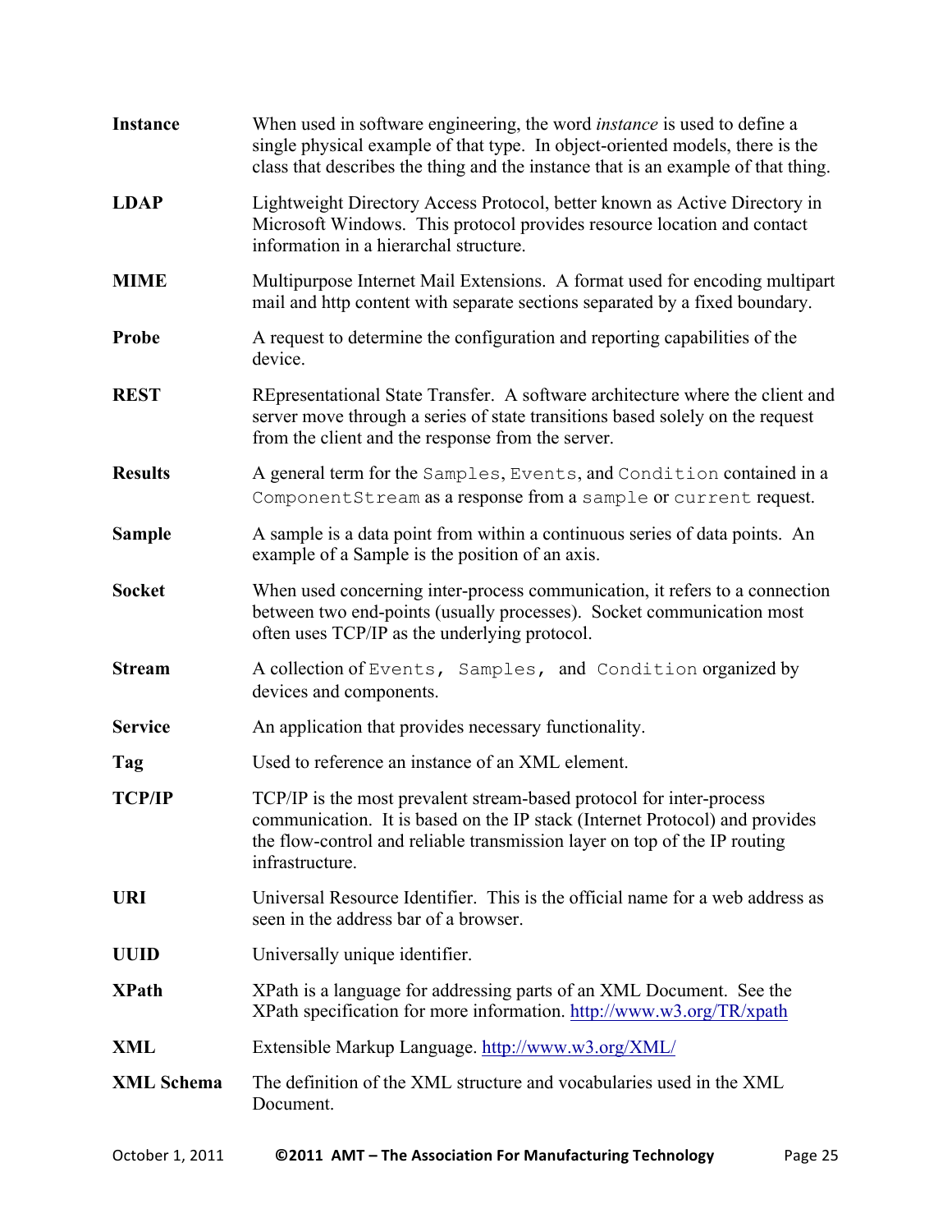**Instance** When used in software engineering, the word *instance* is used to define a single physical example of that type. In object-oriented models, there is the class that describes the thing and the instance that is an example of that thing.

**LDAP** Lightweight Directory Access Protocol, better known as Active Directory in Microsoft Windows. This protocol provides resource location and contact information in a hierarchal structure.

**MIME** Multipurpose Internet Mail Extensions. A format used for encoding multipart mail and http content with separate sections separated by a fixed boundary.

**Probe** A request to determine the configuration and reporting capabilities of the device.

**REST** REpresentational State Transfer. A software architecture where the client and server move through a series of state transitions based solely on the request from the client and the response from the server.

**Results** A general term for the `Samples`, `Events`, and `Condition` contained in a `ComponentStream` as a response from a `sample` or `current` request.

**Sample** A sample is a data point from within a continuous series of data points. An example of a Sample is the position of an axis.

**Socket** When used concerning inter-process communication, it refers to a connection between two end-points (usually processes). Socket communication most often uses TCP/IP as the underlying protocol.

**Stream** A collection of `Events, Samples,` and `Condition` organized by devices and components.

**Service** An application that provides necessary functionality.

**Tag** Used to reference an instance of an XML element.

**TCP/IP** TCP/IP is the most prevalent stream-based protocol for inter-process communication. It is based on the IP stack (Internet Protocol) and provides the flow-control and reliable transmission layer on top of the IP routing infrastructure.

**URI** Universal Resource Identifier. This is the official name for a web address as seen in the address bar of a browser.

**UUID** Universally unique identifier.

**XPath** XPath is a language for addressing parts of an XML Document. See the XPath specification for more information. http://www.w3.org/TR/xpath

**XML** Extensible Markup Language. http://www.w3.org/XML/

**XML Schema** The definition of the XML structure and vocabularies used in the XML Document.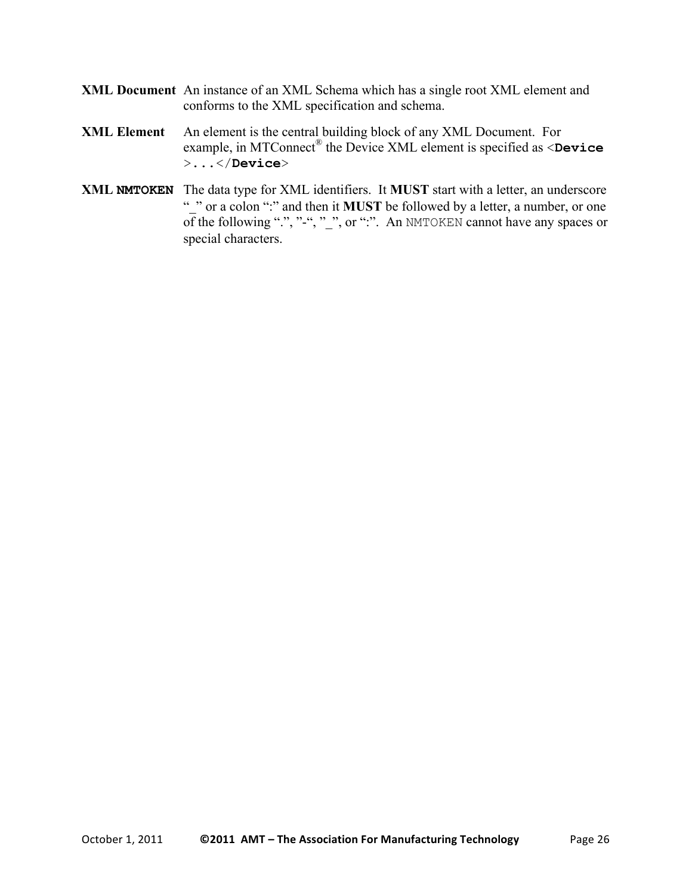**XML Document** An instance of an XML Schema which has a single root XML element and conforms to the XML specification and schema.

**XML Element** An element is the central building block of any XML Document. For example, in MTConnect® the Device XML element is specified as <**`Device`** >`...`</**`Device`**>

**XML `NMTOKEN`** The data type for XML identifiers. It **MUST** start with a letter, an underscore "_" or a colon ":" and then it **MUST** be followed by a letter, a number, or one of the following ".", "-", "_", or ":". An `NMTOKEN` cannot have any spaces or special characters.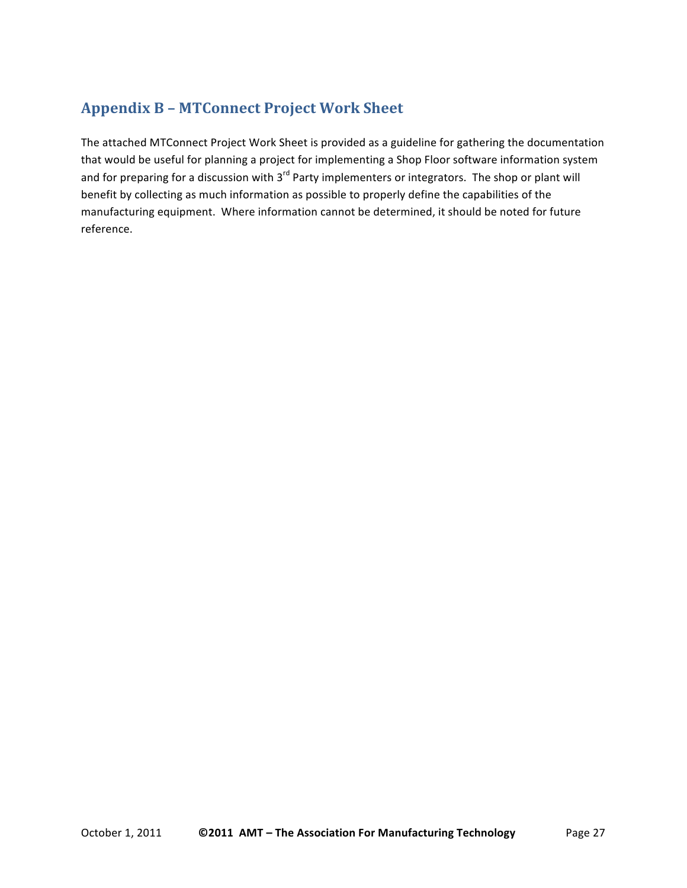## Appendix B – MTConnect Project Work Sheet

The attached MTConnect Project Work Sheet is provided as a guideline for gathering the documentation that would be useful for planning a project for implementing a Shop Floor software information system and for preparing for a discussion with 3rd Party implementers or integrators. The shop or plant will benefit by collecting as much information as possible to properly define the capabilities of the manufacturing equipment. Where information cannot be determined, it should be noted for future reference.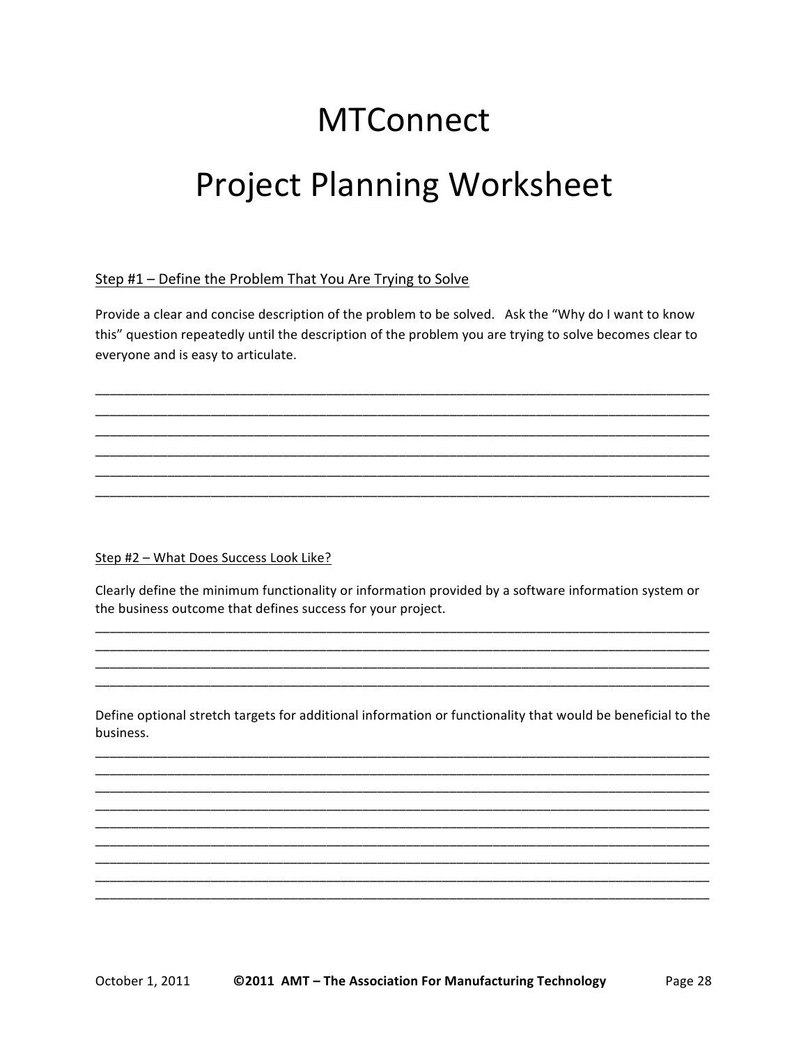# MTConnect

# Project Planning Worksheet

Step #1 – Define the Problem That You Are Trying to Solve

Provide a clear and concise description of the problem to be solved. Ask the "Why do I want to know this" question repeatedly until the description of the problem you are trying to solve becomes clear to everyone and is easy to articulate.

______________________________________________________________________________________
______________________________________________________________________________________
______________________________________________________________________________________
______________________________________________________________________________________
______________________________________________________________________________________
______________________________________________________________________________________

Step #2 – What Does Success Look Like?

Clearly define the minimum functionality or information provided by a software information system or the business outcome that defines success for your project.

______________________________________________________________________________________
______________________________________________________________________________________
______________________________________________________________________________________
______________________________________________________________________________________

Define optional stretch targets for additional information or functionality that would be beneficial to the business.

______________________________________________________________________________________
______________________________________________________________________________________
______________________________________________________________________________________
______________________________________________________________________________________
______________________________________________________________________________________
______________________________________________________________________________________
______________________________________________________________________________________
______________________________________________________________________________________
______________________________________________________________________________________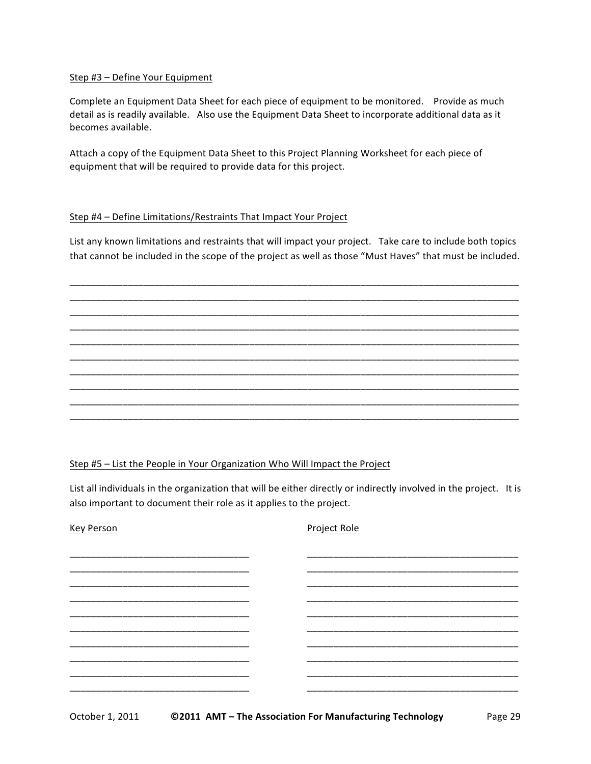Step #3 – Define Your Equipment

Complete an Equipment Data Sheet for each piece of equipment to be monitored. Provide as much detail as is readily available. Also use the Equipment Data Sheet to incorporate additional data as it becomes available.

Attach a copy of the Equipment Data Sheet to this Project Planning Worksheet for each piece of equipment that will be required to provide data for this project.

Step #4 – Define Limitations/Restraints That Impact Your Project

List any known limitations and restraints that will impact your project. Take care to include both topics that cannot be included in the scope of the project as well as those "Must Haves" that must be included.

_______________________________________________________________________________
_______________________________________________________________________________
_______________________________________________________________________________
_______________________________________________________________________________
_______________________________________________________________________________
_______________________________________________________________________________
_______________________________________________________________________________
_______________________________________________________________________________
_______________________________________________________________________________
_______________________________________________________________________________
_______________________________________________________________________________

Step #5 – List the People in Your Organization Who Will Impact the Project

List all individuals in the organization that will be either directly or indirectly involved in the project. It is also important to document their role as it applies to the project.

| Key Person | Project Role |
| --- | --- |
| ______________________________ | ____________________________________ |
| ______________________________ | ____________________________________ |
| ______________________________ | ____________________________________ |
| ______________________________ | ____________________________________ |
| ______________________________ | ____________________________________ |
| ______________________________ | ____________________________________ |
| ______________________________ | ____________________________________ |
| ______________________________ | ____________________________________ |
| ______________________________ | ____________________________________ |
| ______________________________ | ____________________________________ |

October 1, 2011 **©2011 AMT – The Association For Manufacturing Technology**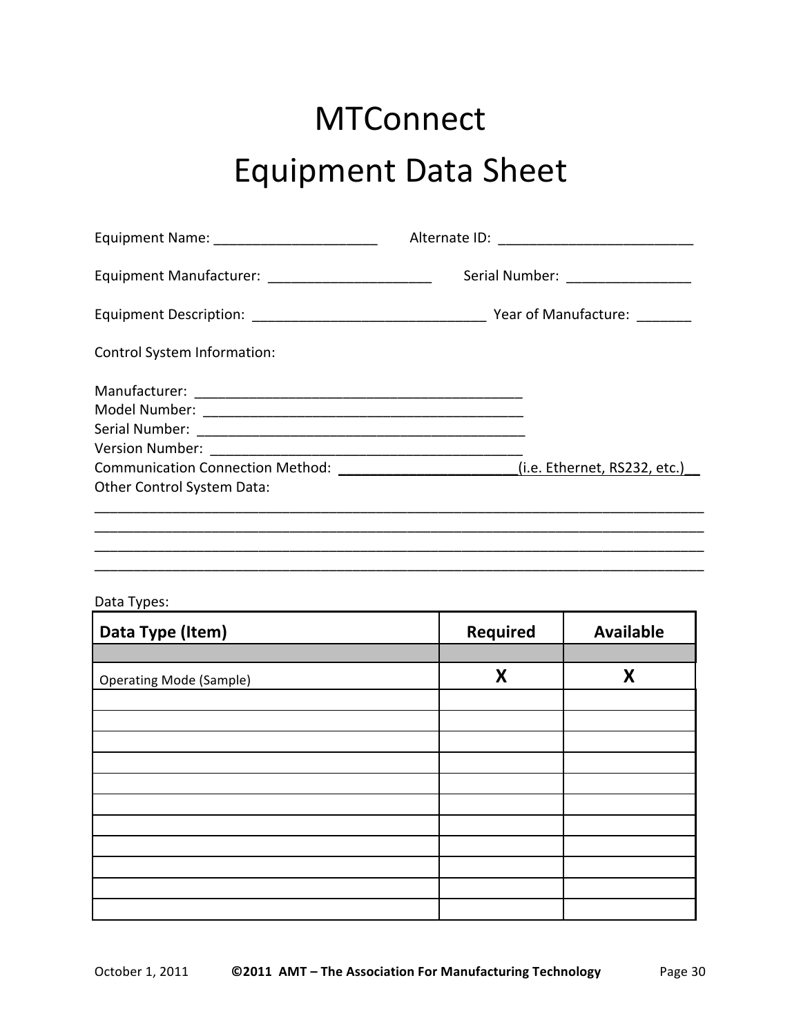# MTConnect
# Equipment Data Sheet

Equipment Name: _____________________ Alternate ID: _________________________

Equipment Manufacturer: _____________________ Serial Number: ________________

Equipment Description: ______________________________ Year of Manufacture: _______

Control System Information:

Manufacturer: ___________________________________________
Model Number: __________________________________________
Serial Number: __________________________________________
Version Number: _________________________________________
Communication Connection Method: _______________________(i.e. Ethernet, RS232, etc.)__
Other Control System Data:
_______________________________________________________________________________
_______________________________________________________________________________
_______________________________________________________________________________
_______________________________________________________________________________

Data Types:

| Data Type (Item) | Required | Available |
|---|---|---|
| | | |
| Operating Mode (Sample) | X | X |
| | | |
| | | |
| | | |
| | | |
| | | |
| | | |
| | | |
| | | |
| | | |
| | | |
| | | |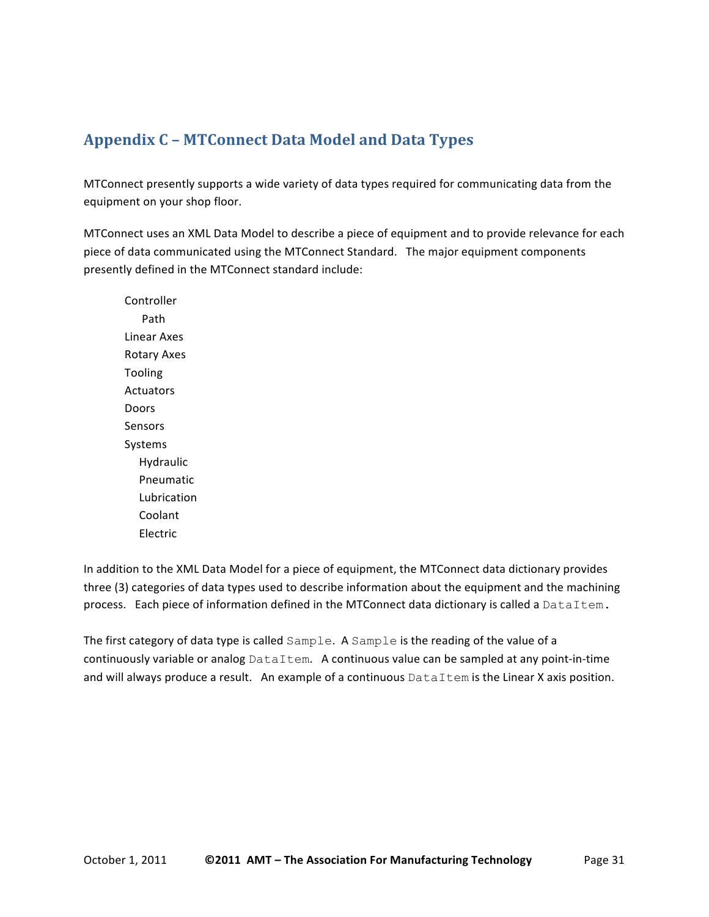## Appendix C – MTConnect Data Model and Data Types

MTConnect presently supports a wide variety of data types required for communicating data from the equipment on your shop floor.

MTConnect uses an XML Data Model to describe a piece of equipment and to provide relevance for each piece of data communicated using the MTConnect Standard. The major equipment components presently defined in the MTConnect standard include:

- Controller
  - Path
- Linear Axes
- Rotary Axes
- Tooling
- Actuators
- Doors
- Sensors
- Systems
  - Hydraulic
  - Pneumatic
  - Lubrication
  - Coolant
  - Electric

In addition to the XML Data Model for a piece of equipment, the MTConnect data dictionary provides three (3) categories of data types used to describe information about the equipment and the machining process. Each piece of information defined in the MTConnect data dictionary is called a `DataItem`.

The first category of data type is called `Sample`. A `Sample` is the reading of the value of a continuously variable or analog `DataItem`. A continuous value can be sampled at any point-in-time and will always produce a result. An example of a continuous `DataItem` is the Linear X axis position.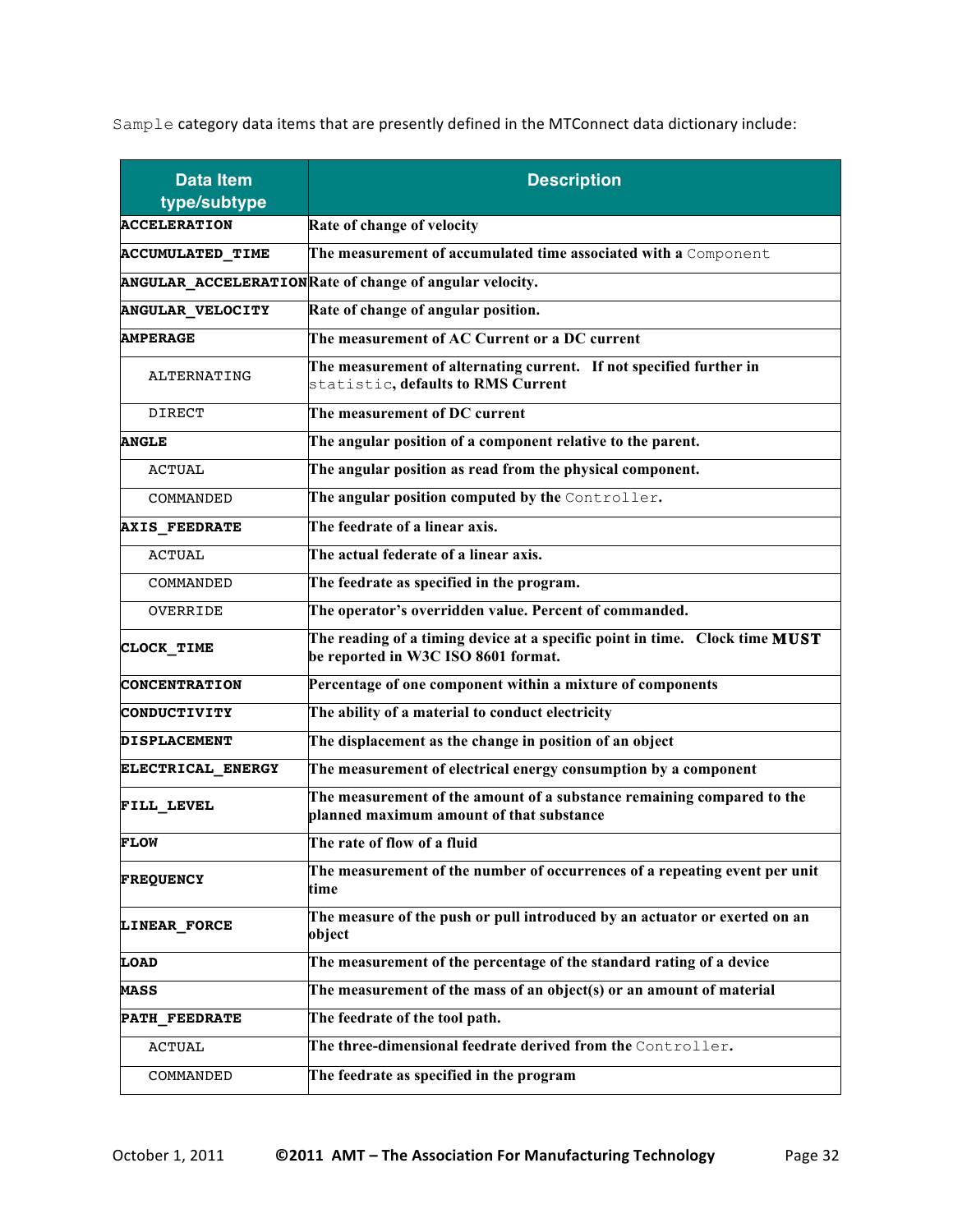Sample category data items that are presently defined in the MTConnect data dictionary include:

| Data Item type/subtype | Description |
|---|---|
| **ACCELERATION** | Rate of change of velocity |
| **ACCUMULATED_TIME** | The measurement of accumulated time associated with a Component |
| **ANGULAR_ACCELERATION** | Rate of change of angular velocity. |
| **ANGULAR_VELOCITY** | Rate of change of angular position. |
| **AMPERAGE** | The measurement of AC Current or a DC current |
| ALTERNATING | The measurement of alternating current. If not specified further in statistic, defaults to RMS Current |
| DIRECT | The measurement of DC current |
| **ANGLE** | The angular position of a component relative to the parent. |
| ACTUAL | The angular position as read from the physical component. |
| COMMANDED | The angular position computed by the Controller. |
| **AXIS_FEEDRATE** | The feedrate of a linear axis. |
| ACTUAL | The actual federate of a linear axis. |
| COMMANDED | The feedrate as specified in the program. |
| OVERRIDE | The operator's overridden value. Percent of commanded. |
| **CLOCK_TIME** | The reading of a timing device at a specific point in time. Clock time **MUST** be reported in W3C ISO 8601 format. |
| **CONCENTRATION** | Percentage of one component within a mixture of components |
| **CONDUCTIVITY** | The ability of a material to conduct electricity |
| **DISPLACEMENT** | The displacement as the change in position of an object |
| **ELECTRICAL_ENERGY** | The measurement of electrical energy consumption by a component |
| **FILL_LEVEL** | The measurement of the amount of a substance remaining compared to the planned maximum amount of that substance |
| **FLOW** | The rate of flow of a fluid |
| **FREQUENCY** | The measurement of the number of occurrences of a repeating event per unit time |
| **LINEAR_FORCE** | The measure of the push or pull introduced by an actuator or exerted on an object |
| **LOAD** | The measurement of the percentage of the standard rating of a device |
| **MASS** | The measurement of the mass of an object(s) or an amount of material |
| **PATH_FEEDRATE** | The feedrate of the tool path. |
| ACTUAL | The three-dimensional feedrate derived from the Controller. |
| COMMANDED | The feedrate as specified in the program |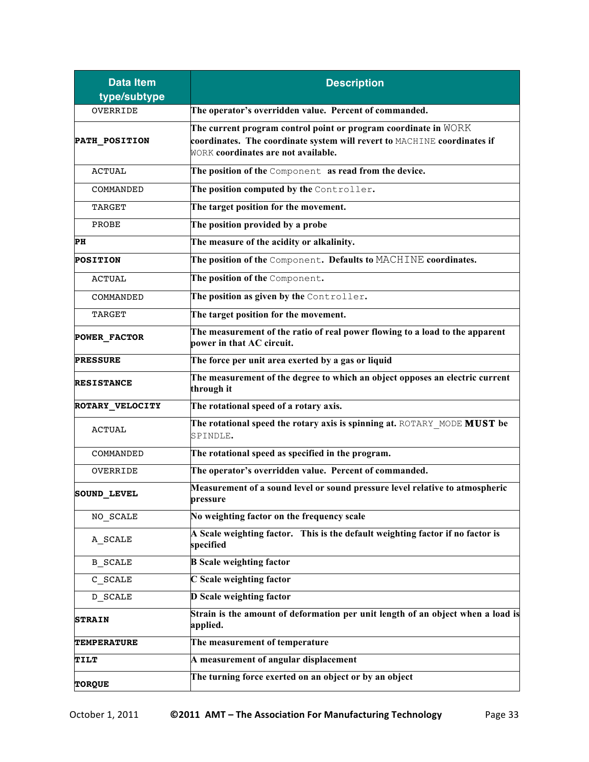| Data Item type/subtype | Description |
| --- | --- |
| OVERRIDE | The operator's overridden value. Percent of commanded. |
| **PATH_POSITION** | The current program control point or program coordinate in WORK coordinates. The coordinate system will revert to MACHINE coordinates if WORK coordinates are not available. |
| ACTUAL | The position of the Component as read from the device. |
| COMMANDED | The position computed by the Controller. |
| TARGET | The target position for the movement. |
| PROBE | The position provided by a probe |
| **PH** | The measure of the acidity or alkalinity. |
| **POSITION** | The position of the Component. Defaults to MACHINE coordinates. |
| ACTUAL | The position of the Component. |
| COMMANDED | The position as given by the Controller. |
| TARGET | The target position for the movement. |
| **POWER_FACTOR** | The measurement of the ratio of real power flowing to a load to the apparent power in that AC circuit. |
| **PRESSURE** | The force per unit area exerted by a gas or liquid |
| **RESISTANCE** | The measurement of the degree to which an object opposes an electric current through it |
| **ROTARY_VELOCITY** | The rotational speed of a rotary axis. |
| ACTUAL | The rotational speed the rotary axis is spinning at. ROTARY_MODE **MUST** be SPINDLE. |
| COMMANDED | The rotational speed as specified in the program. |
| OVERRIDE | The operator's overridden value. Percent of commanded. |
| **SOUND_LEVEL** | Measurement of a sound level or sound pressure level relative to atmospheric pressure |
| NO_SCALE | No weighting factor on the frequency scale |
| A_SCALE | A Scale weighting factor. This is the default weighting factor if no factor is specified |
| B_SCALE | B Scale weighting factor |
| C_SCALE | C Scale weighting factor |
| D_SCALE | D Scale weighting factor |
| **STRAIN** | Strain is the amount of deformation per unit length of an object when a load is applied. |
| **TEMPERATURE** | The measurement of temperature |
| **TILT** | A measurement of angular displacement |
| **TORQUE** | The turning force exerted on an object or by an object |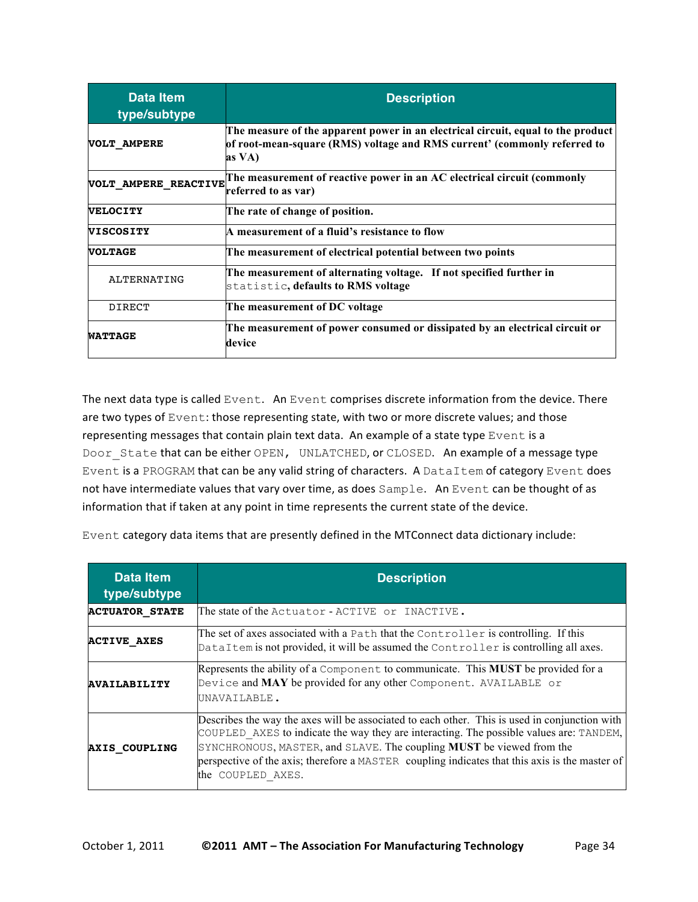| Data Item type/subtype | Description |
|---|---|
| **VOLT_AMPERE** | **The measure of the apparent power in an electrical circuit, equal to the product of root-mean-square (RMS) voltage and RMS current' (commonly referred to as VA)** |
| **VOLT_AMPERE_REACTIVE** | **The measurement of reactive power in an AC electrical circuit (commonly referred to as var)** |
| **VELOCITY** | **The rate of change of position.** |
| **VISCOSITY** | **A measurement of a fluid's resistance to flow** |
| **VOLTAGE** | **The measurement of electrical potential between two points** |
| ALTERNATING | **The measurement of alternating voltage. If not specified further in** statistic**, defaults to RMS voltage** |
| DIRECT | **The measurement of DC voltage** |
| **WATTAGE** | **The measurement of power consumed or dissipated by an electrical circuit or device** |

The next data type is called Event. An Event comprises discrete information from the device. There are two types of Event: those representing state, with two or more discrete values; and those representing messages that contain plain text data. An example of a state type Event is a Door_State that can be either OPEN, UNLATCHED, or CLOSED. An example of a message type Event is a PROGRAM that can be any valid string of characters. A DataItem of category Event does not have intermediate values that vary over time, as does Sample. An Event can be thought of as information that if taken at any point in time represents the current state of the device.

Event category data items that are presently defined in the MTConnect data dictionary include:

| Data Item type/subtype | Description |
|---|---|
| **ACTUATOR_STATE** | The state of the Actuator - ACTIVE or INACTIVE. |
| **ACTIVE_AXES** | The set of axes associated with a Path that the Controller is controlling. If this DataItem is not provided, it will be assumed the Controller is controlling all axes. |
| **AVAILABILITY** | Represents the ability of a Component to communicate. This **MUST** be provided for a Device and **MAY** be provided for any other Component. AVAILABLE or UNAVAILABLE. |
| **AXIS_COUPLING** | Describes the way the axes will be associated to each other. This is used in conjunction with COUPLED_AXES to indicate the way they are interacting. The possible values are: TANDEM, SYNCHRONOUS, MASTER, and SLAVE. The coupling **MUST** be viewed from the perspective of the axis; therefore a MASTER coupling indicates that this axis is the master of the COUPLED_AXES. |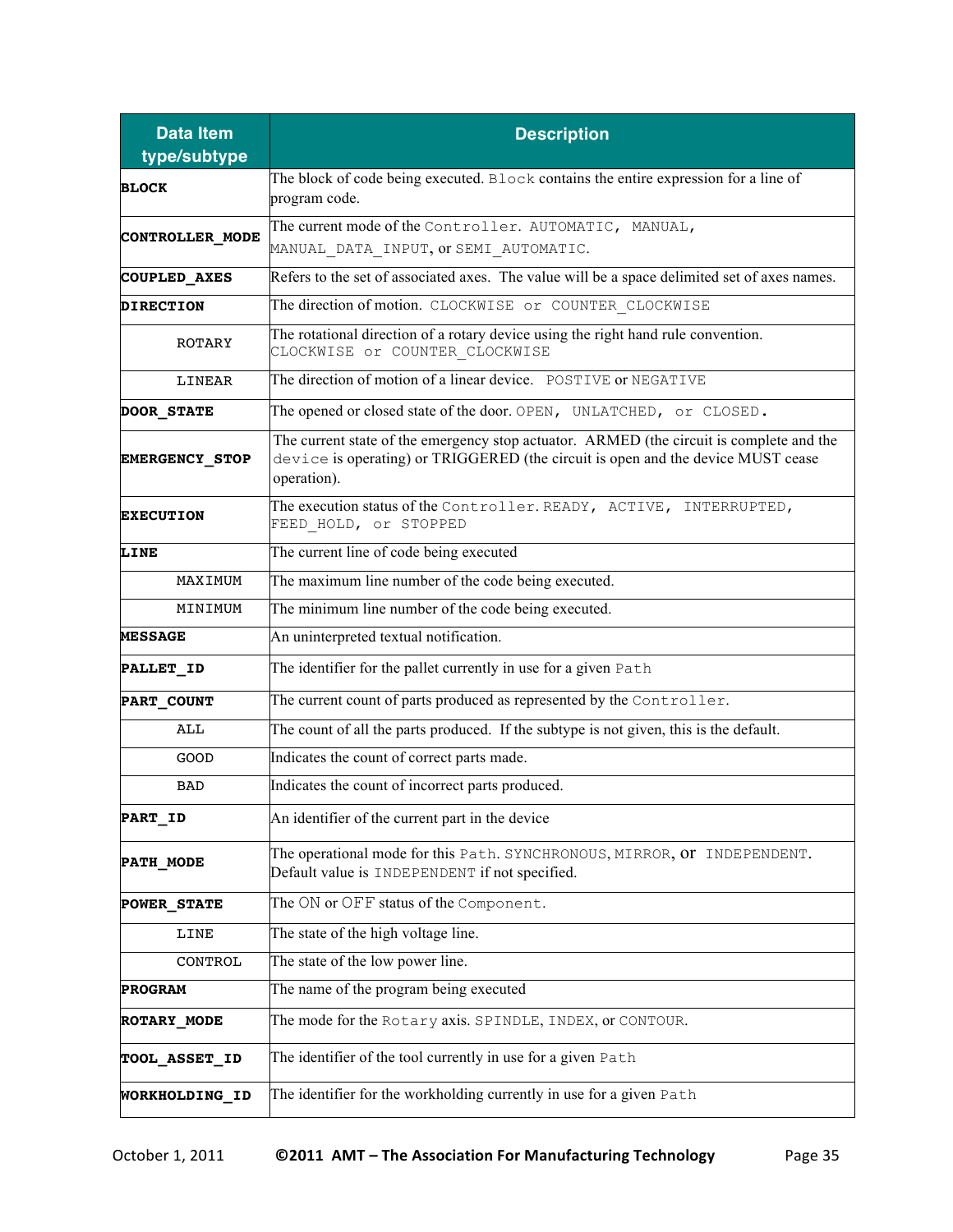| Data Item type/subtype | Description |
|---|---|
| **BLOCK** | The block of code being executed. Block contains the entire expression for a line of program code. |
| **CONTROLLER_MODE** | The current mode of the Controller. AUTOMATIC, MANUAL, MANUAL_DATA_INPUT, or SEMI_AUTOMATIC. |
| **COUPLED_AXES** | Refers to the set of associated axes. The value will be a space delimited set of axes names. |
| **DIRECTION** | The direction of motion. CLOCKWISE or COUNTER_CLOCKWISE |
| ROTARY | The rotational direction of a rotary device using the right hand rule convention. CLOCKWISE or COUNTER_CLOCKWISE |
| LINEAR | The direction of motion of a linear device. POSTIVE or NEGATIVE |
| **DOOR_STATE** | The opened or closed state of the door. OPEN, UNLATCHED, or CLOSED. |
| **EMERGENCY_STOP** | The current state of the emergency stop actuator. ARMED (the circuit is complete and the device is operating) or TRIGGERED (the circuit is open and the device MUST cease operation). |
| **EXECUTION** | The execution status of the Controller. READY, ACTIVE, INTERRUPTED, FEED_HOLD, or STOPPED |
| **LINE** | The current line of code being executed |
| MAXIMUM | The maximum line number of the code being executed. |
| MINIMUM | The minimum line number of the code being executed. |
| **MESSAGE** | An uninterpreted textual notification. |
| **PALLET_ID** | The identifier for the pallet currently in use for a given Path |
| **PART_COUNT** | The current count of parts produced as represented by the Controller. |
| ALL | The count of all the parts produced. If the subtype is not given, this is the default. |
| GOOD | Indicates the count of correct parts made. |
| BAD | Indicates the count of incorrect parts produced. |
| **PART_ID** | An identifier of the current part in the device |
| **PATH_MODE** | The operational mode for this Path. SYNCHRONOUS, MIRROR, or INDEPENDENT. Default value is INDEPENDENT if not specified. |
| **POWER_STATE** | The ON or OFF status of the Component. |
| LINE | The state of the high voltage line. |
| CONTROL | The state of the low power line. |
| **PROGRAM** | The name of the program being executed |
| **ROTARY_MODE** | The mode for the Rotary axis. SPINDLE, INDEX, or CONTOUR. |
| **TOOL_ASSET_ID** | The identifier of the tool currently in use for a given Path |
| **WORKHOLDING_ID** | The identifier for the workholding currently in use for a given Path |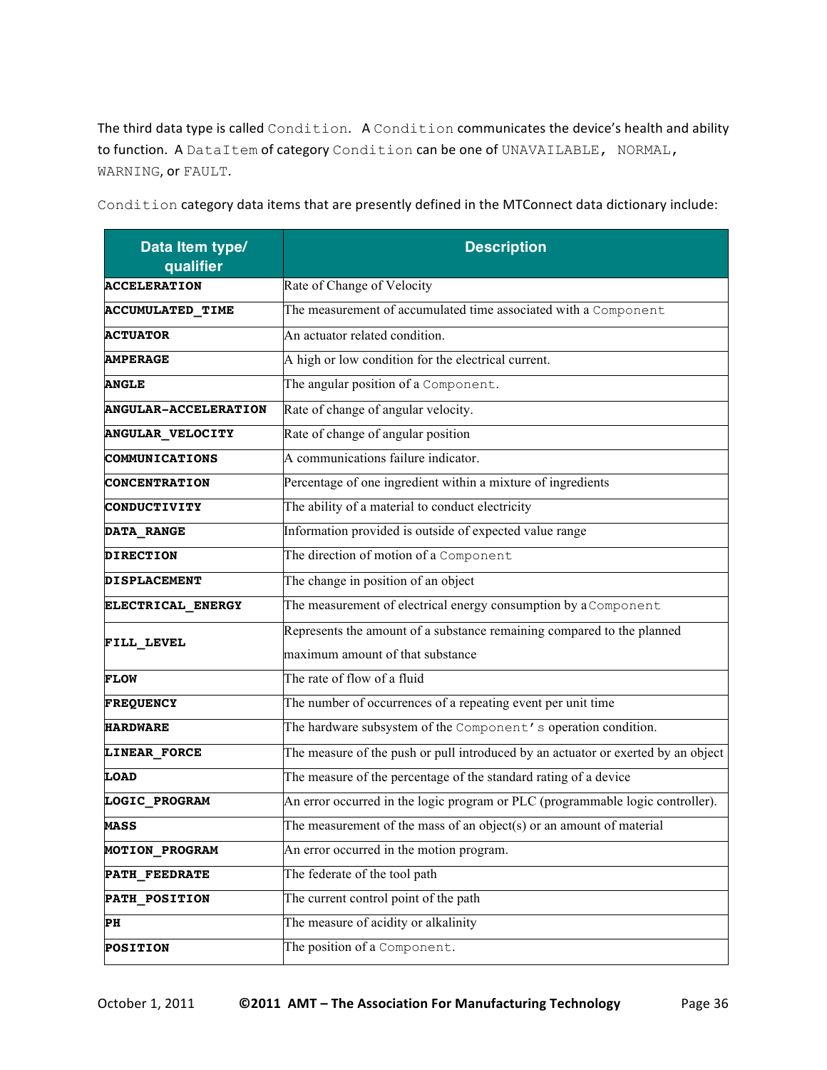The third data type is called `Condition`. A `Condition` communicates the device's health and ability to function. A `DataItem` of category `Condition` can be one of `UNAVAILABLE, NORMAL, WARNING`, or `FAULT`.

`Condition` category data items that are presently defined in the MTConnect data dictionary include:

| Data Item type/ qualifier | Description |
|---|---|
| **ACCELERATION** | Rate of Change of Velocity |
| **ACCUMULATED_TIME** | The measurement of accumulated time associated with a `Component` |
| **ACTUATOR** | An actuator related condition. |
| **AMPERAGE** | A high or low condition for the electrical current. |
| **ANGLE** | The angular position of a `Component`. |
| **ANGULAR-ACCELERATION** | Rate of change of angular velocity. |
| **ANGULAR_VELOCITY** | Rate of change of angular position |
| **COMMUNICATIONS** | A communications failure indicator. |
| **CONCENTRATION** | Percentage of one ingredient within a mixture of ingredients |
| **CONDUCTIVITY** | The ability of a material to conduct electricity |
| **DATA_RANGE** | Information provided is outside of expected value range |
| **DIRECTION** | The direction of motion of a `Component` |
| **DISPLACEMENT** | The change in position of an object |
| **ELECTRICAL_ENERGY** | The measurement of electrical energy consumption by a `Component` |
| **FILL_LEVEL** | Represents the amount of a substance remaining compared to the planned maximum amount of that substance |
| **FLOW** | The rate of flow of a fluid |
| **FREQUENCY** | The number of occurrences of a repeating event per unit time |
| **HARDWARE** | The hardware subsystem of the `Component's` operation condition. |
| **LINEAR_FORCE** | The measure of the push or pull introduced by an actuator or exerted by an object |
| **LOAD** | The measure of the percentage of the standard rating of a device |
| **LOGIC_PROGRAM** | An error occurred in the logic program or PLC (programmable logic controller). |
| **MASS** | The measurement of the mass of an object(s) or an amount of material |
| **MOTION_PROGRAM** | An error occurred in the motion program. |
| **PATH_FEEDRATE** | The federate of the tool path |
| **PATH_POSITION** | The current control point of the path |
| **PH** | The measure of acidity or alkalinity |
| **POSITION** | The position of a `Component`. |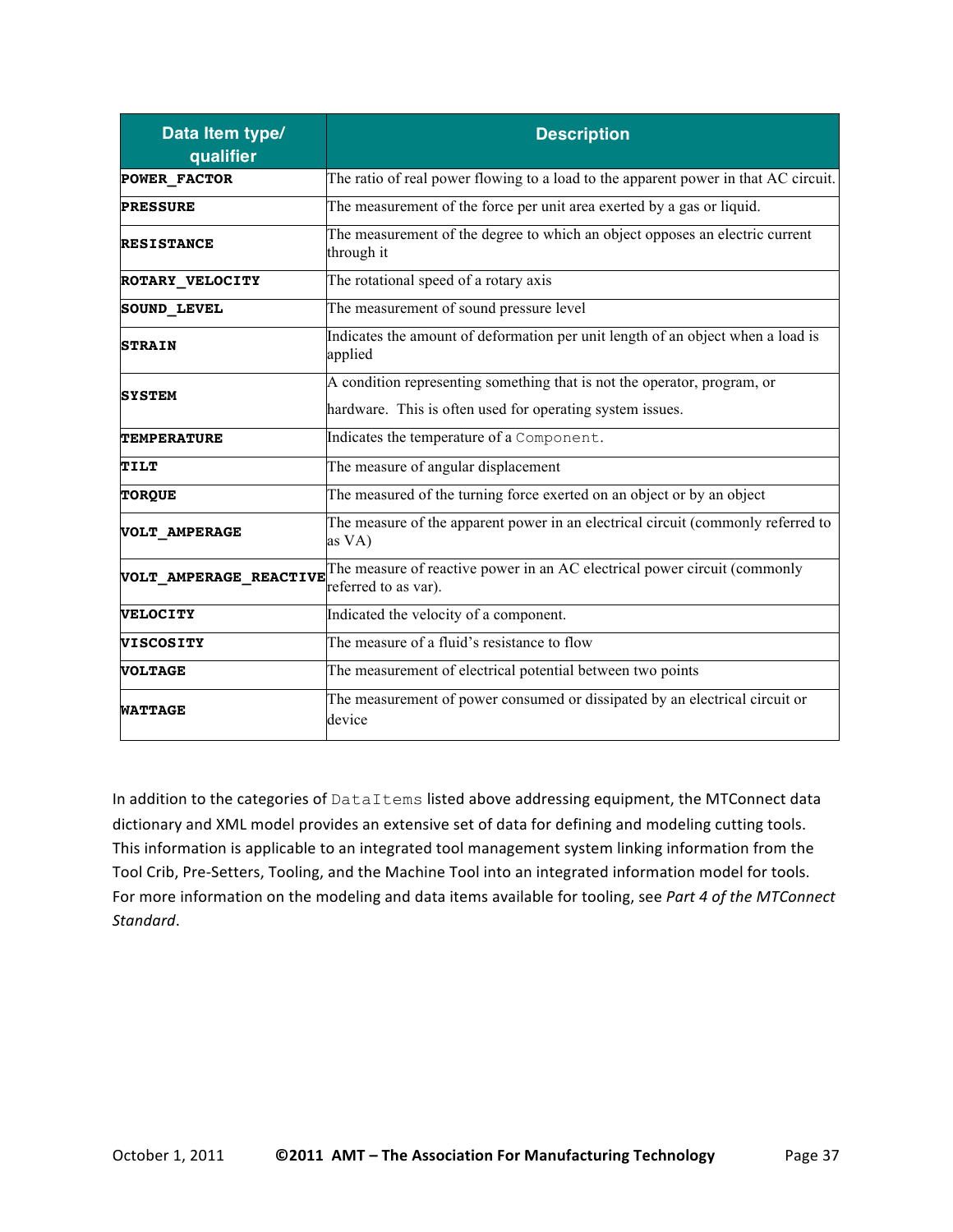| Data Item type/ qualifier | Description |
|---|---|
| **POWER_FACTOR** | The ratio of real power flowing to a load to the apparent power in that AC circuit. |
| **PRESSURE** | The measurement of the force per unit area exerted by a gas or liquid. |
| **RESISTANCE** | The measurement of the degree to which an object opposes an electric current through it |
| **ROTARY_VELOCITY** | The rotational speed of a rotary axis |
| **SOUND_LEVEL** | The measurement of sound pressure level |
| **STRAIN** | Indicates the amount of deformation per unit length of an object when a load is applied |
| **SYSTEM** | A condition representing something that is not the operator, program, or hardware. This is often used for operating system issues. |
| **TEMPERATURE** | Indicates the temperature of a `Component`. |
| **TILT** | The measure of angular displacement |
| **TORQUE** | The measured of the turning force exerted on an object or by an object |
| **VOLT_AMPERAGE** | The measure of the apparent power in an electrical circuit (commonly referred to as VA) |
| **VOLT_AMPERAGE_REACTIVE** | The measure of reactive power in an AC electrical power circuit (commonly referred to as var). |
| **VELOCITY** | Indicated the velocity of a component. |
| **VISCOSITY** | The measure of a fluid's resistance to flow |
| **VOLTAGE** | The measurement of electrical potential between two points |
| **WATTAGE** | The measurement of power consumed or dissipated by an electrical circuit or device |

In addition to the categories of `DataItems` listed above addressing equipment, the MTConnect data dictionary and XML model provides an extensive set of data for defining and modeling cutting tools. This information is applicable to an integrated tool management system linking information from the Tool Crib, Pre-Setters, Tooling, and the Machine Tool into an integrated information model for tools. For more information on the modeling and data items available for tooling, see *Part 4 of the MTConnect Standard*.